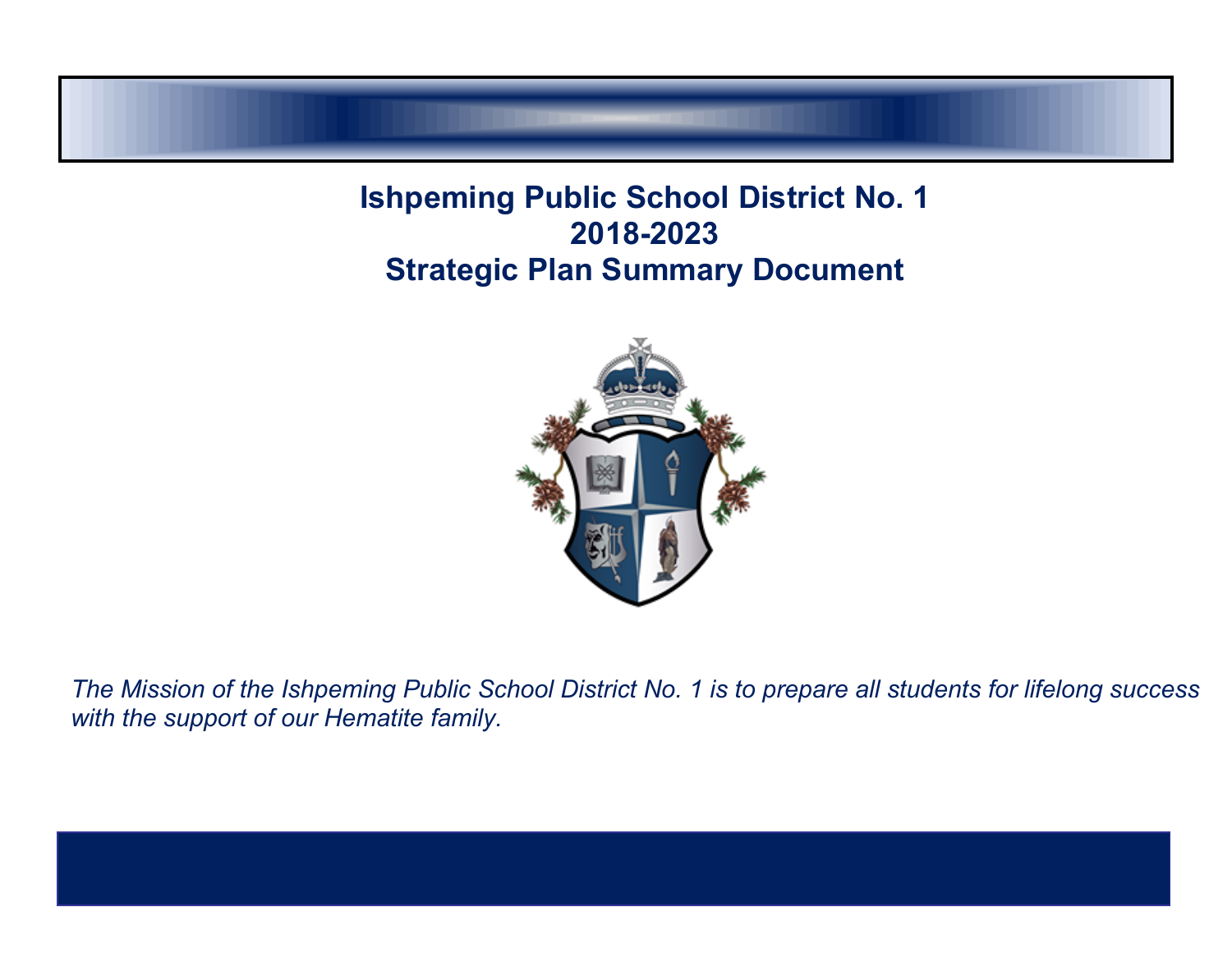# Ishpeming Public School District No. 1
# 2018-2023
# Strategic Plan Summary Document

*The Mission of the Ishpeming Public School District No. 1 is to prepare all students for lifelong success with the support of our Hematite family.*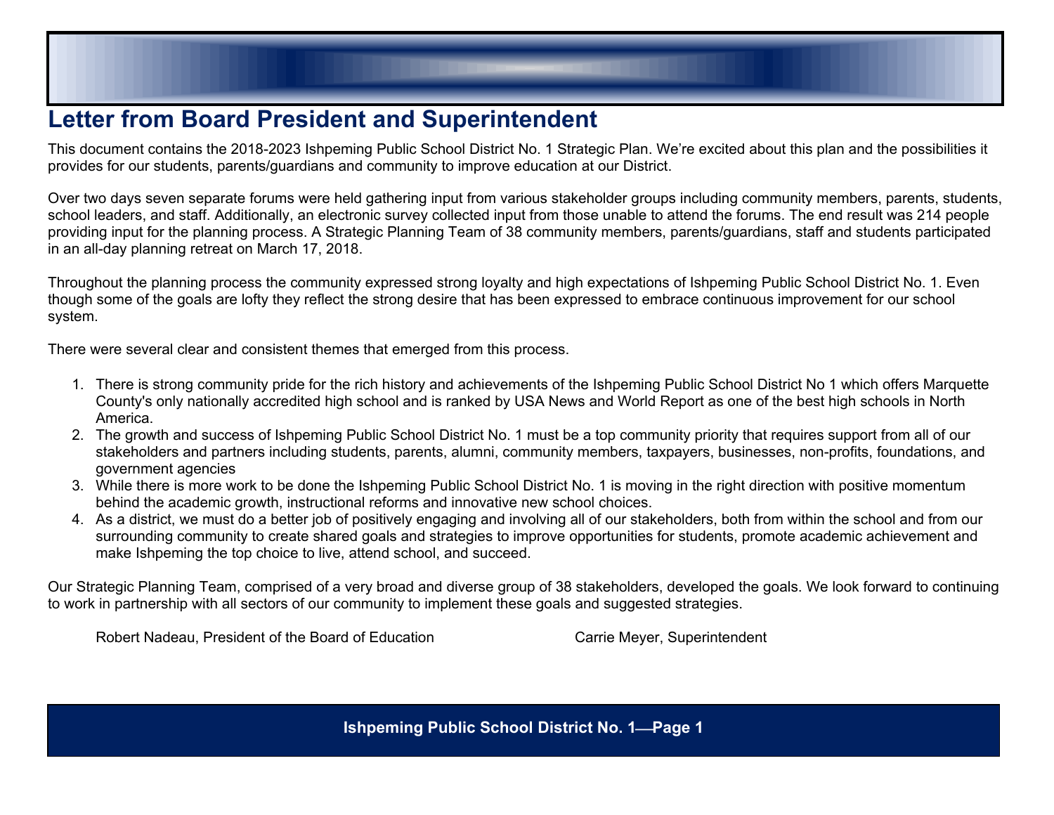# Letter from Board President and Superintendent

This document contains the 2018-2023 Ishpeming Public School District No. 1 Strategic Plan. We're excited about this plan and the possibilities it provides for our students, parents/guardians and community to improve education at our District.

Over two days seven separate forums were held gathering input from various stakeholder groups including community members, parents, students, school leaders, and staff. Additionally, an electronic survey collected input from those unable to attend the forums. The end result was 214 people providing input for the planning process. A Strategic Planning Team of 38 community members, parents/guardians, staff and students participated in an all-day planning retreat on March 17, 2018.

Throughout the planning process the community expressed strong loyalty and high expectations of Ishpeming Public School District No. 1. Even though some of the goals are lofty they reflect the strong desire that has been expressed to embrace continuous improvement for our school system.

There were several clear and consistent themes that emerged from this process.

1. There is strong community pride for the rich history and achievements of the Ishpeming Public School District No 1 which offers Marquette County's only nationally accredited high school and is ranked by USA News and World Report as one of the best high schools in North America.
2. The growth and success of Ishpeming Public School District No. 1 must be a top community priority that requires support from all of our stakeholders and partners including students, parents, alumni, community members, taxpayers, businesses, non-profits, foundations, and government agencies
3. While there is more work to be done the Ishpeming Public School District No. 1 is moving in the right direction with positive momentum behind the academic growth, instructional reforms and innovative new school choices.
4. As a district, we must do a better job of positively engaging and involving all of our stakeholders, both from within the school and from our surrounding community to create shared goals and strategies to improve opportunities for students, promote academic achievement and make Ishpeming the top choice to live, attend school, and succeed.

Our Strategic Planning Team, comprised of a very broad and diverse group of 38 stakeholders, developed the goals. We look forward to continuing to work in partnership with all sectors of our community to implement these goals and suggested strategies.

Robert Nadeau, President of the Board of Education

Carrie Meyer, Superintendent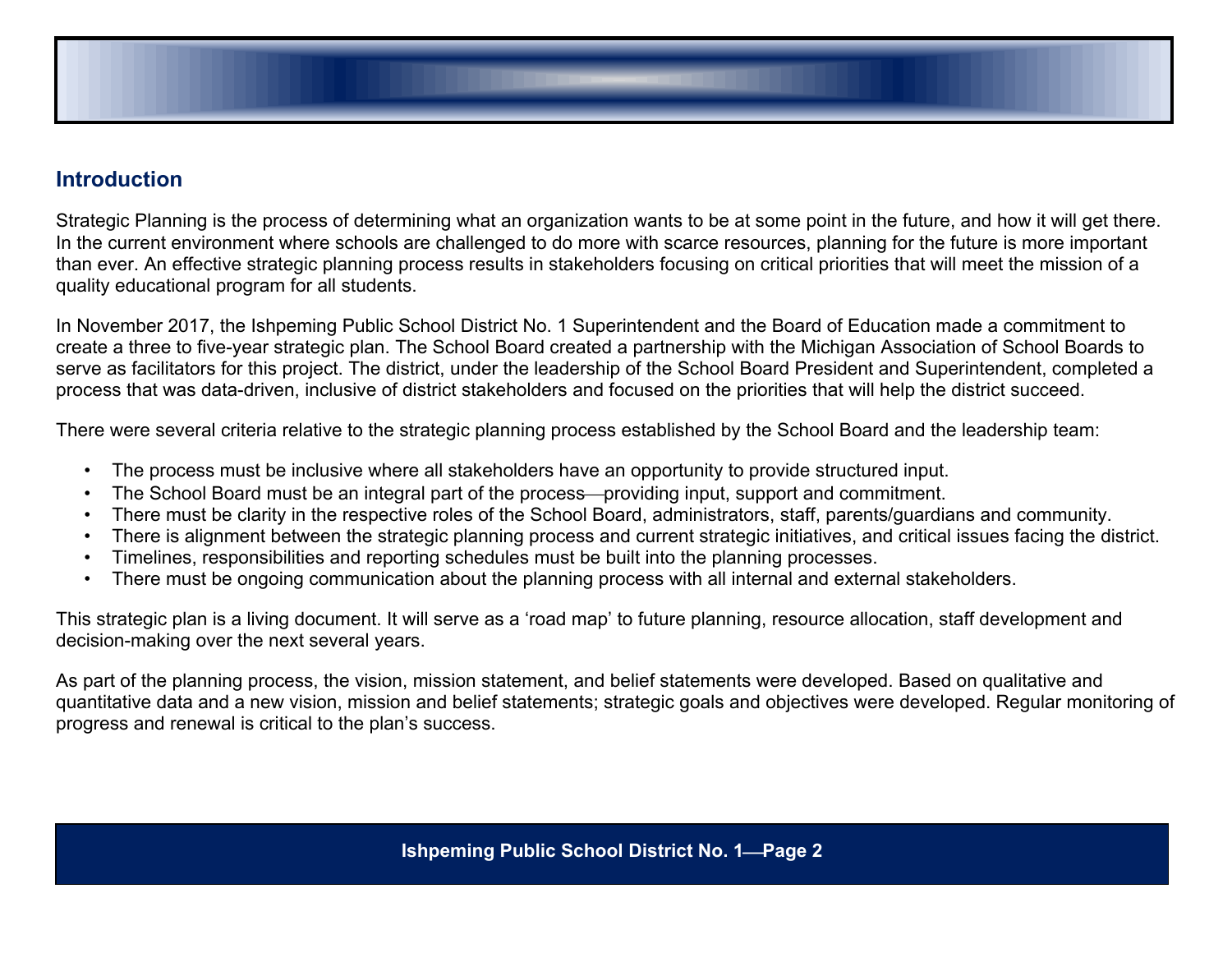## Introduction

Strategic Planning is the process of determining what an organization wants to be at some point in the future, and how it will get there. In the current environment where schools are challenged to do more with scarce resources, planning for the future is more important than ever. An effective strategic planning process results in stakeholders focusing on critical priorities that will meet the mission of a quality educational program for all students.

In November 2017, the Ishpeming Public School District No. 1 Superintendent and the Board of Education made a commitment to create a three to five-year strategic plan. The School Board created a partnership with the Michigan Association of School Boards to serve as facilitators for this project. The district, under the leadership of the School Board President and Superintendent, completed a process that was data-driven, inclusive of district stakeholders and focused on the priorities that will help the district succeed.

There were several criteria relative to the strategic planning process established by the School Board and the leadership team:

- The process must be inclusive where all stakeholders have an opportunity to provide structured input.
- The School Board must be an integral part of the process—providing input, support and commitment.
- There must be clarity in the respective roles of the School Board, administrators, staff, parents/guardians and community.
- There is alignment between the strategic planning process and current strategic initiatives, and critical issues facing the district.
- Timelines, responsibilities and reporting schedules must be built into the planning processes.
- There must be ongoing communication about the planning process with all internal and external stakeholders.

This strategic plan is a living document. It will serve as a 'road map' to future planning, resource allocation, staff development and decision-making over the next several years.

As part of the planning process, the vision, mission statement, and belief statements were developed. Based on qualitative and quantitative data and a new vision, mission and belief statements; strategic goals and objectives were developed. Regular monitoring of progress and renewal is critical to the plan's success.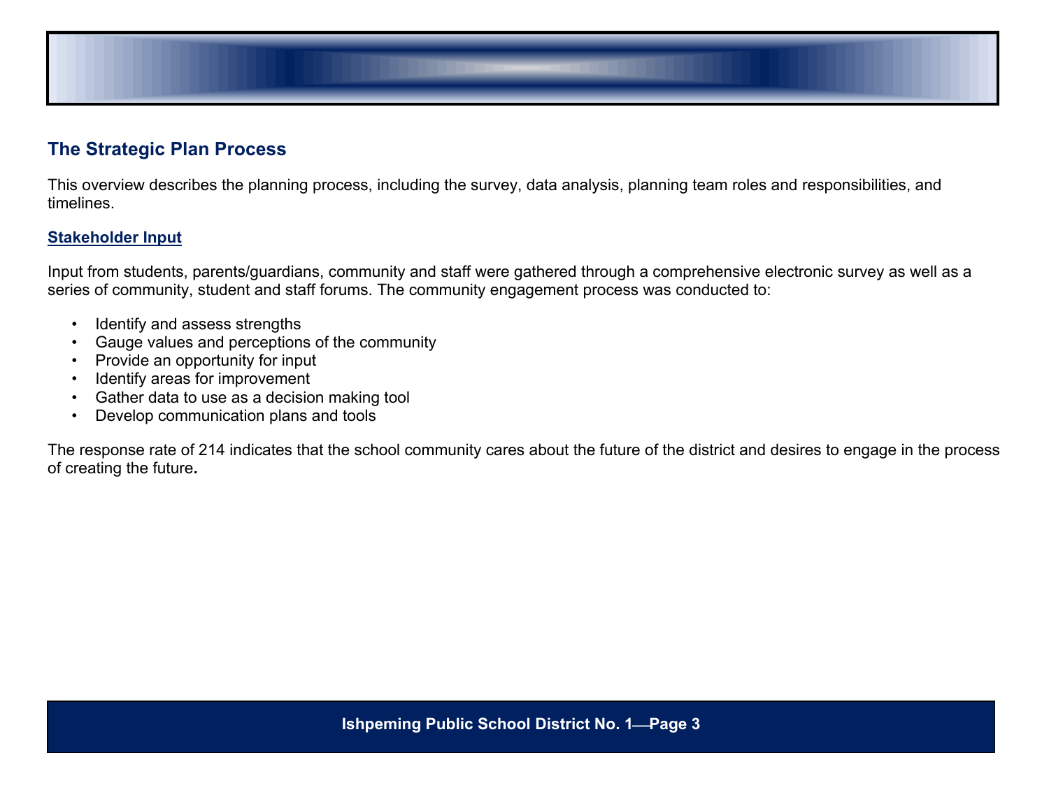## The Strategic Plan Process

This overview describes the planning process, including the survey, data analysis, planning team roles and responsibilities, and timelines.

### Stakeholder Input

Input from students, parents/guardians, community and staff were gathered through a comprehensive electronic survey as well as a series of community, student and staff forums. The community engagement process was conducted to:

- Identify and assess strengths
- Gauge values and perceptions of the community
- Provide an opportunity for input
- Identify areas for improvement
- Gather data to use as a decision making tool
- Develop communication plans and tools

The response rate of 214 indicates that the school community cares about the future of the district and desires to engage in the process of creating the future**.**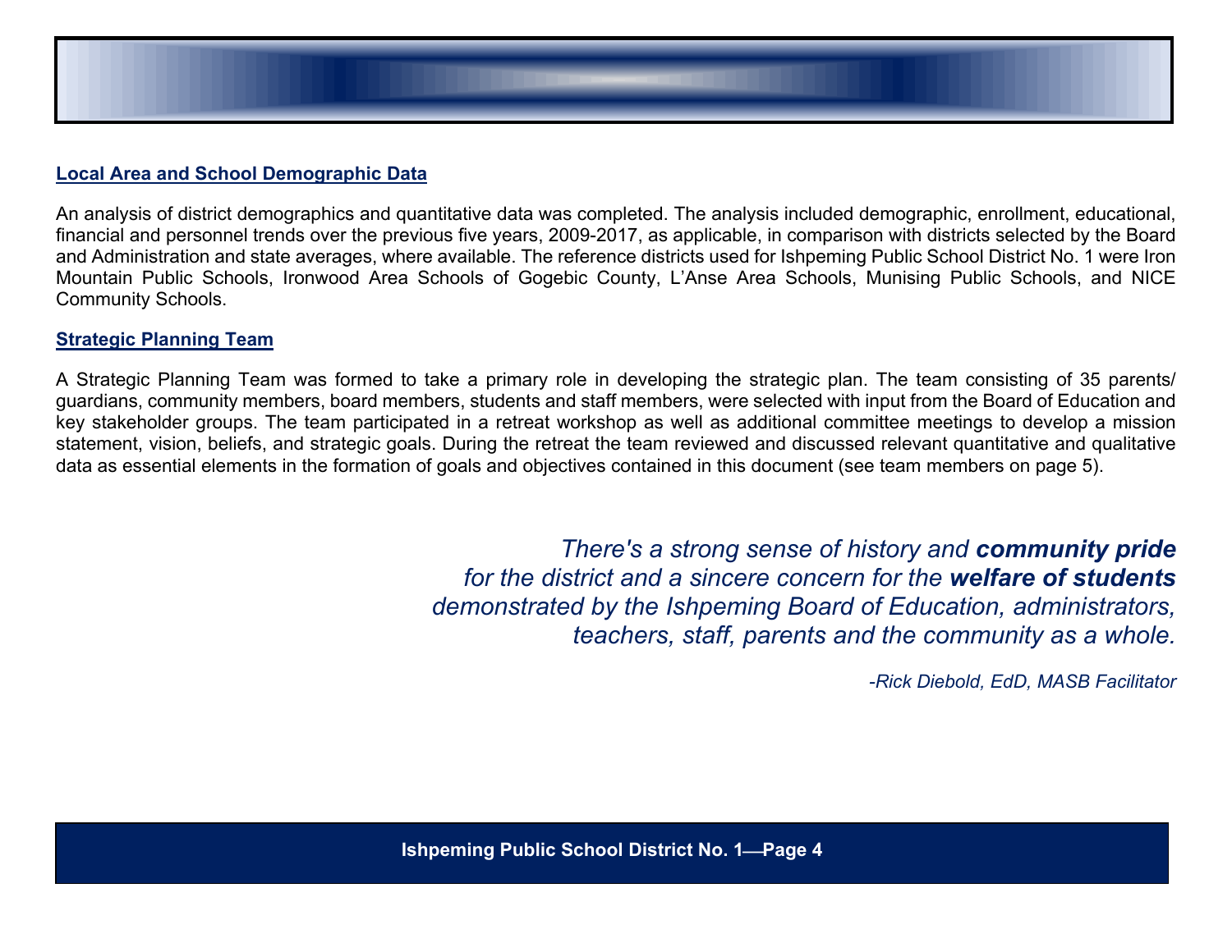## Local Area and School Demographic Data

An analysis of district demographics and quantitative data was completed. The analysis included demographic, enrollment, educational, financial and personnel trends over the previous five years, 2009-2017, as applicable, in comparison with districts selected by the Board and Administration and state averages, where available. The reference districts used for Ishpeming Public School District No. 1 were Iron Mountain Public Schools, Ironwood Area Schools of Gogebic County, L'Anse Area Schools, Munising Public Schools, and NICE Community Schools.

## Strategic Planning Team

A Strategic Planning Team was formed to take a primary role in developing the strategic plan. The team consisting of 35 parents/ guardians, community members, board members, students and staff members, were selected with input from the Board of Education and key stakeholder groups. The team participated in a retreat workshop as well as additional committee meetings to develop a mission statement, vision, beliefs, and strategic goals. During the retreat the team reviewed and discussed relevant quantitative and qualitative data as essential elements in the formation of goals and objectives contained in this document (see team members on page 5).

*There's a strong sense of history and **community pride** for the district and a sincere concern for the **welfare of students** demonstrated by the Ishpeming Board of Education, administrators, teachers, staff, parents and the community as a whole.*

*-Rick Diebold, EdD, MASB Facilitator*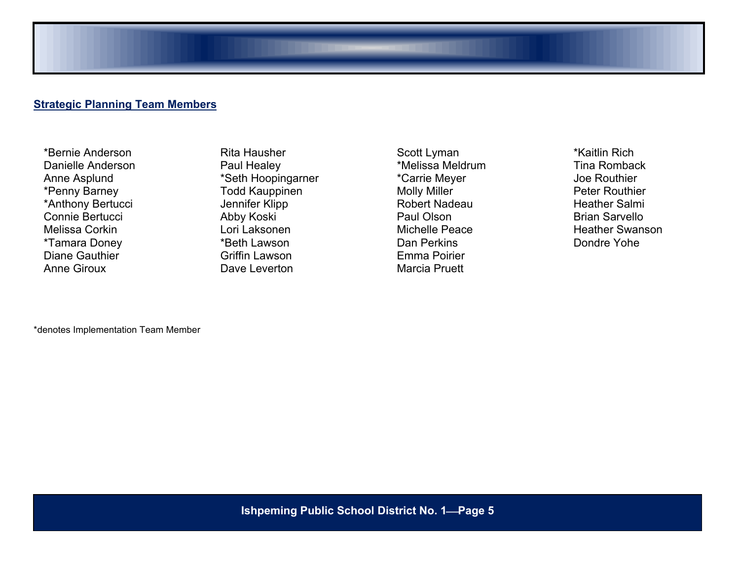## Strategic Planning Team Members

*Bernie Anderson
Danielle Anderson
Anne Asplund
*Penny Barney
*Anthony Bertucci
Connie Bertucci
Melissa Corkin
*Tamara Doney
Diane Gauthier
Anne Giroux
Rita Hausher
Paul Healey
*Seth Hoopingarner
Todd Kauppinen
Jennifer Klipp
Abby Koski
Lori Laksonen
*Beth Lawson
Griffin Lawson
Dave Leverton
Scott Lyman
*Melissa Meldrum
*Carrie Meyer
Molly Miller
Robert Nadeau
Paul Olson
Michelle Peace
Dan Perkins
Emma Poirier
Marcia Pruett
*Kaitlin Rich
Tina Romback
Joe Routhier
Peter Routhier
Heather Salmi
Brian Sarvello
Heather Swanson
Dondre Yohe

*denotes Implementation Team Member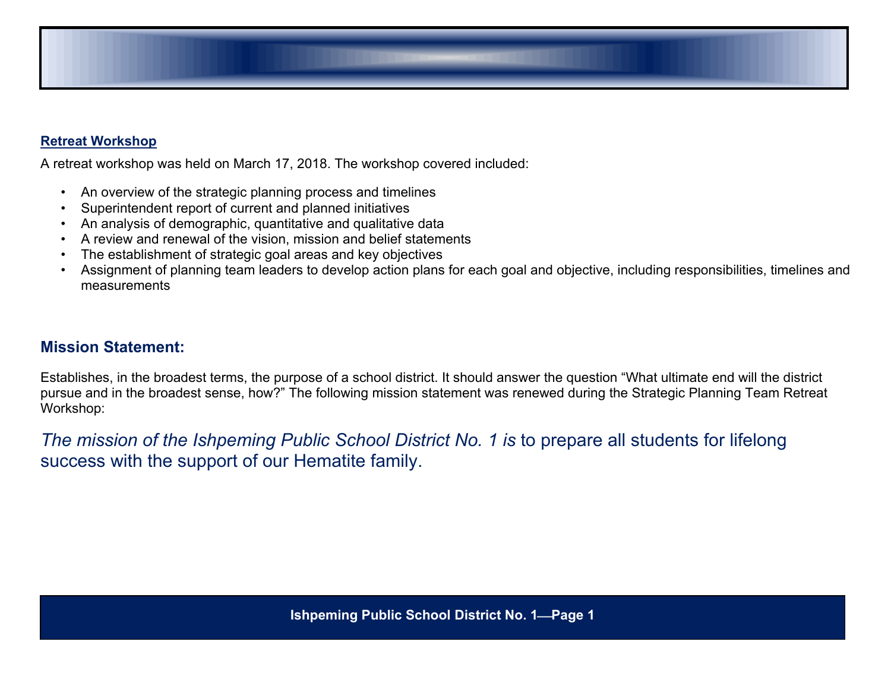## Retreat Workshop

A retreat workshop was held on March 17, 2018. The workshop covered included:

- An overview of the strategic planning process and timelines
- Superintendent report of current and planned initiatives
- An analysis of demographic, quantitative and qualitative data
- A review and renewal of the vision, mission and belief statements
- The establishment of strategic goal areas and key objectives
- Assignment of planning team leaders to develop action plans for each goal and objective, including responsibilities, timelines and measurements

## Mission Statement:

Establishes, in the broadest terms, the purpose of a school district. It should answer the question "What ultimate end will the district pursue and in the broadest sense, how?" The following mission statement was renewed during the Strategic Planning Team Retreat Workshop:

*The mission of the Ishpeming Public School District No. 1 is* to prepare all students for lifelong success with the support of our Hematite family.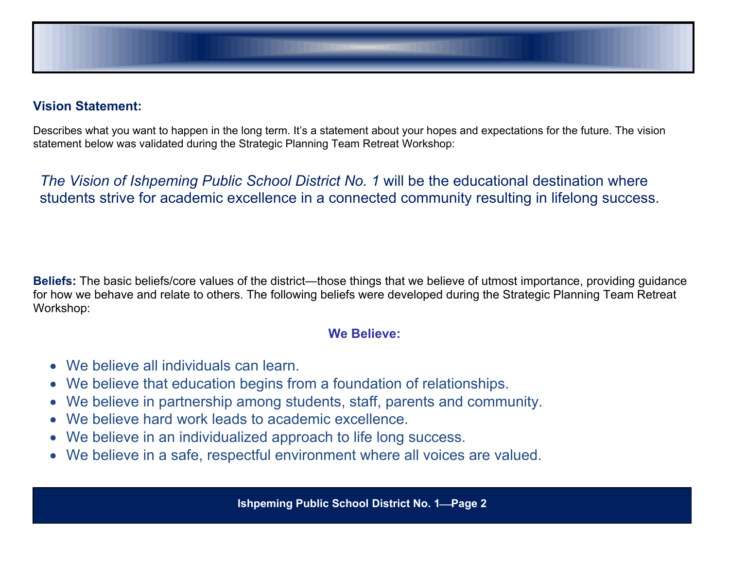## Vision Statement:

Describes what you want to happen in the long term. It's a statement about your hopes and expectations for the future. The vision statement below was validated during the Strategic Planning Team Retreat Workshop:

*The Vision of Ishpeming Public School District No. 1* will be the educational destination where students strive for academic excellence in a connected community resulting in lifelong success.

**Beliefs:** The basic beliefs/core values of the district—those things that we believe of utmost importance, providing guidance for how we behave and relate to others. The following beliefs were developed during the Strategic Planning Team Retreat Workshop:

### We Believe:

- We believe all individuals can learn.
- We believe that education begins from a foundation of relationships.
- We believe in partnership among students, staff, parents and community.
- We believe hard work leads to academic excellence.
- We believe in an individualized approach to life long success.
- We believe in a safe, respectful environment where all voices are valued.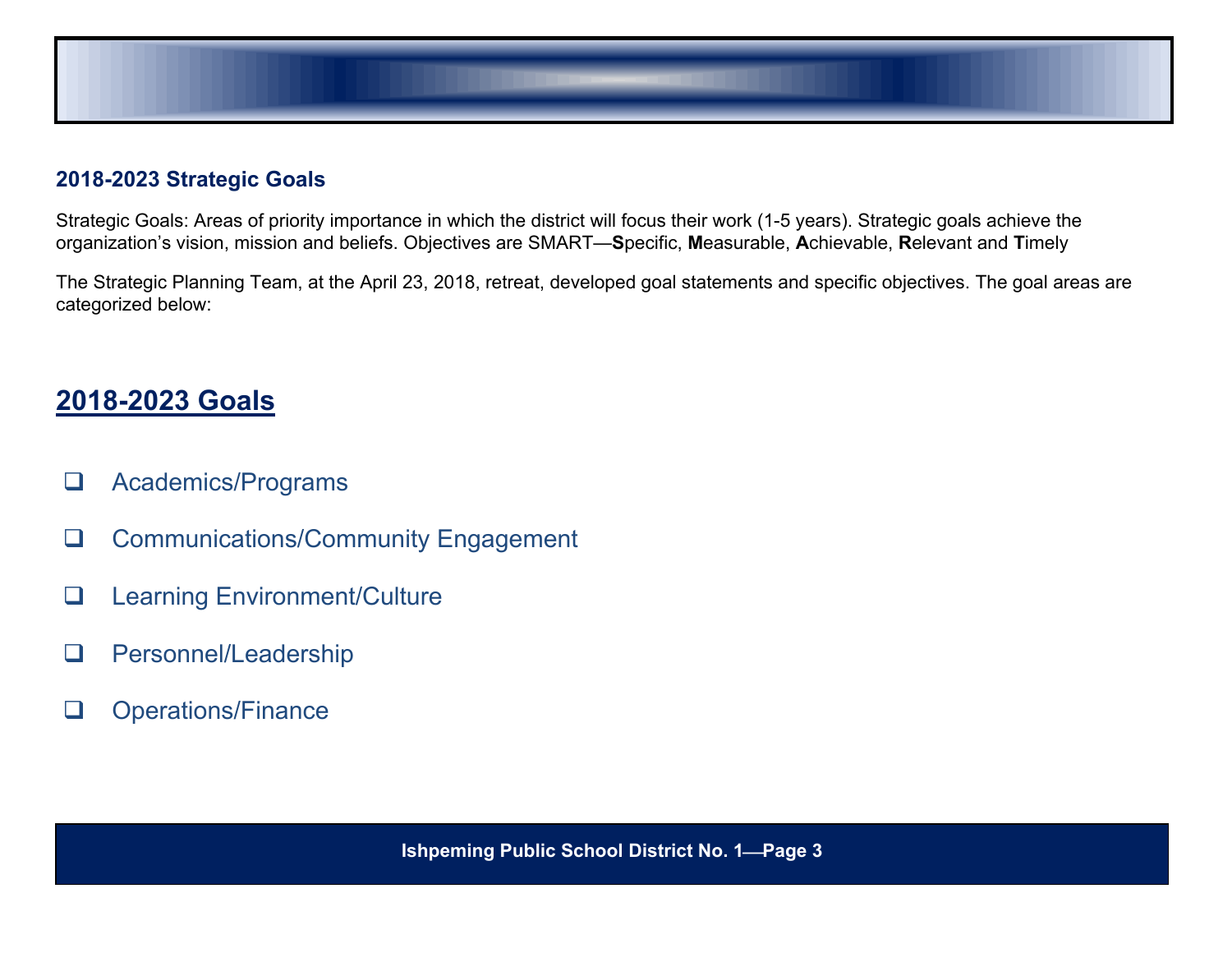## 2018-2023 Strategic Goals

Strategic Goals: Areas of priority importance in which the district will focus their work (1-5 years). Strategic goals achieve the organization's vision, mission and beliefs. Objectives are SMART—**S**pecific, **M**easurable, **A**chievable, **R**elevant and **T**imely

The Strategic Planning Team, at the April 23, 2018, retreat, developed goal statements and specific objectives. The goal areas are categorized below:

# 2018-2023 Goals

- ❑ Academics/Programs
- ❑ Communications/Community Engagement
- ❑ Learning Environment/Culture
- ❑ Personnel/Leadership
- ❑ Operations/Finance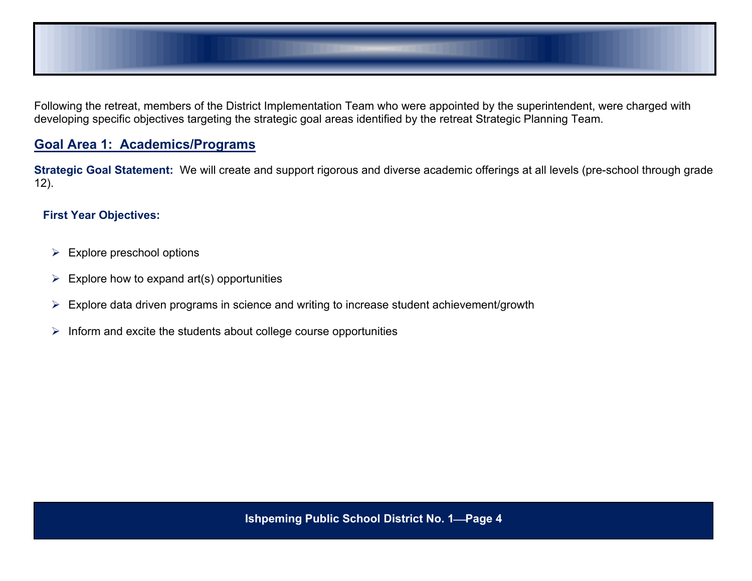Following the retreat, members of the District Implementation Team who were appointed by the superintendent, were charged with developing specific objectives targeting the strategic goal areas identified by the retreat Strategic Planning Team.

## Goal Area 1: Academics/Programs

**Strategic Goal Statement:** We will create and support rigorous and diverse academic offerings at all levels (pre-school through grade 12).

**First Year Objectives:**

- Explore preschool options
- Explore how to expand art(s) opportunities
- Explore data driven programs in science and writing to increase student achievement/growth
- Inform and excite the students about college course opportunities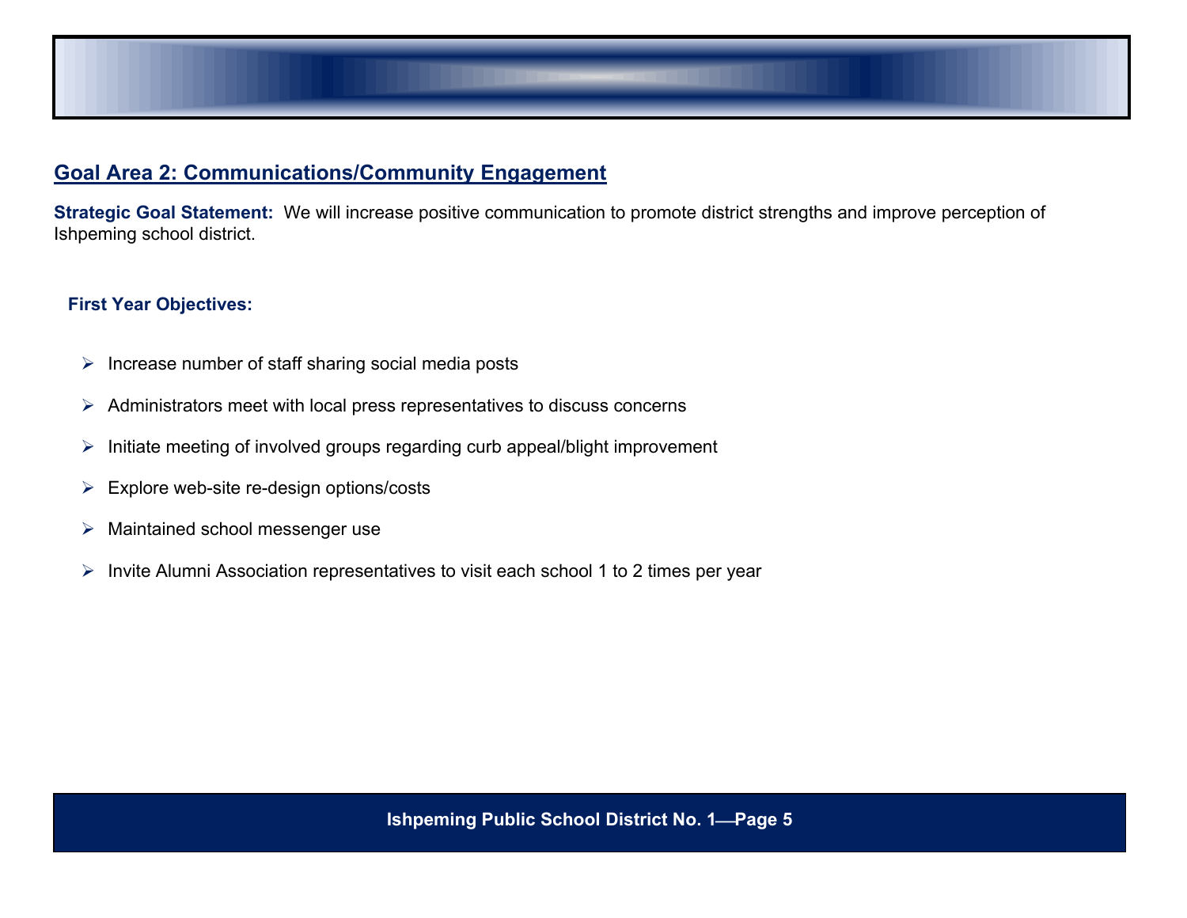## Goal Area 2: Communications/Community Engagement

**Strategic Goal Statement:** We will increase positive communication to promote district strengths and improve perception of Ishpeming school district.

**First Year Objectives:**

- Increase number of staff sharing social media posts
- Administrators meet with local press representatives to discuss concerns
- Initiate meeting of involved groups regarding curb appeal/blight improvement
- Explore web-site re-design options/costs
- Maintained school messenger use
- Invite Alumni Association representatives to visit each school 1 to 2 times per year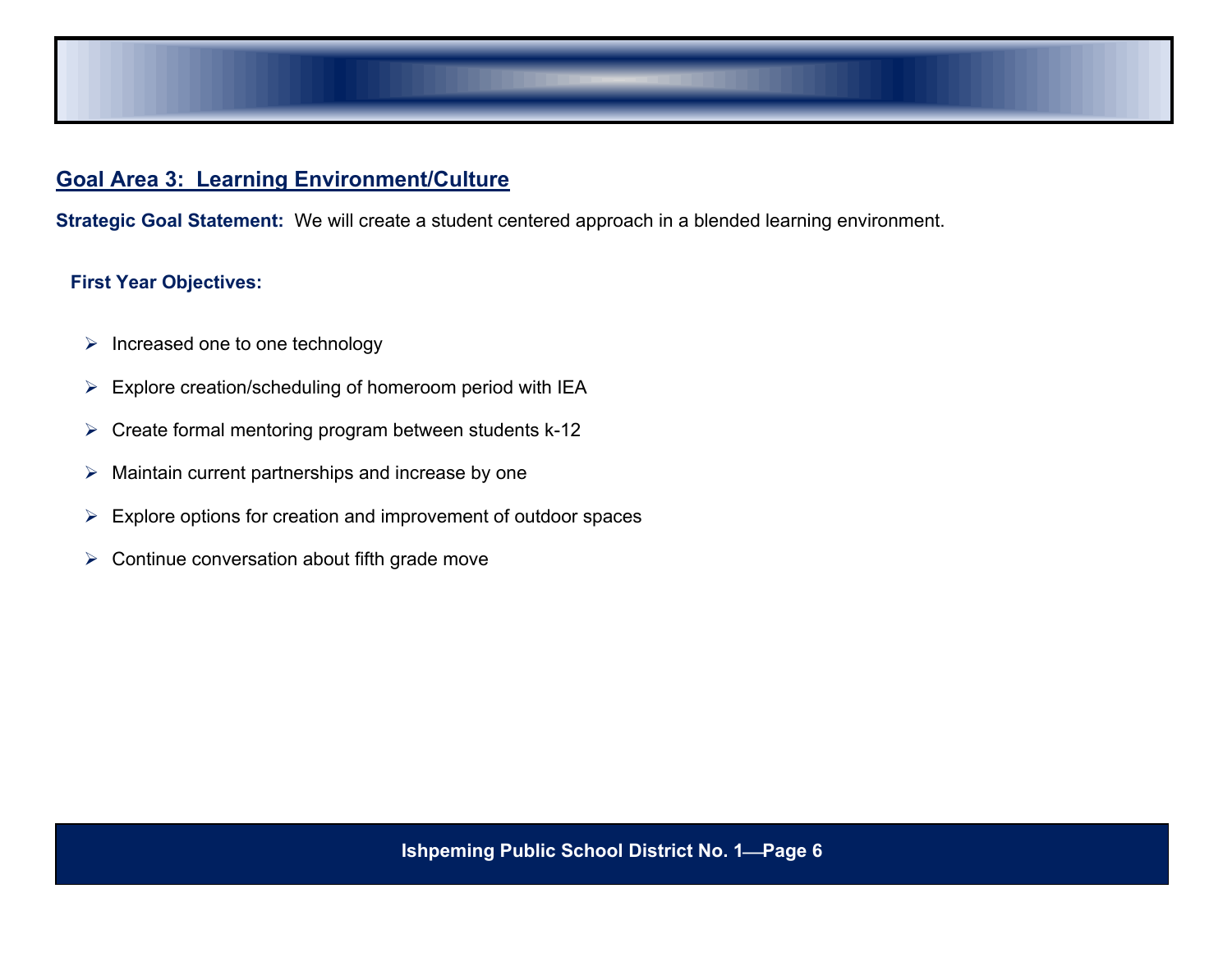## Goal Area 3: Learning Environment/Culture

**Strategic Goal Statement:** We will create a student centered approach in a blended learning environment.

**First Year Objectives:**

- Increased one to one technology
- Explore creation/scheduling of homeroom period with IEA
- Create formal mentoring program between students k-12
- Maintain current partnerships and increase by one
- Explore options for creation and improvement of outdoor spaces
- Continue conversation about fifth grade move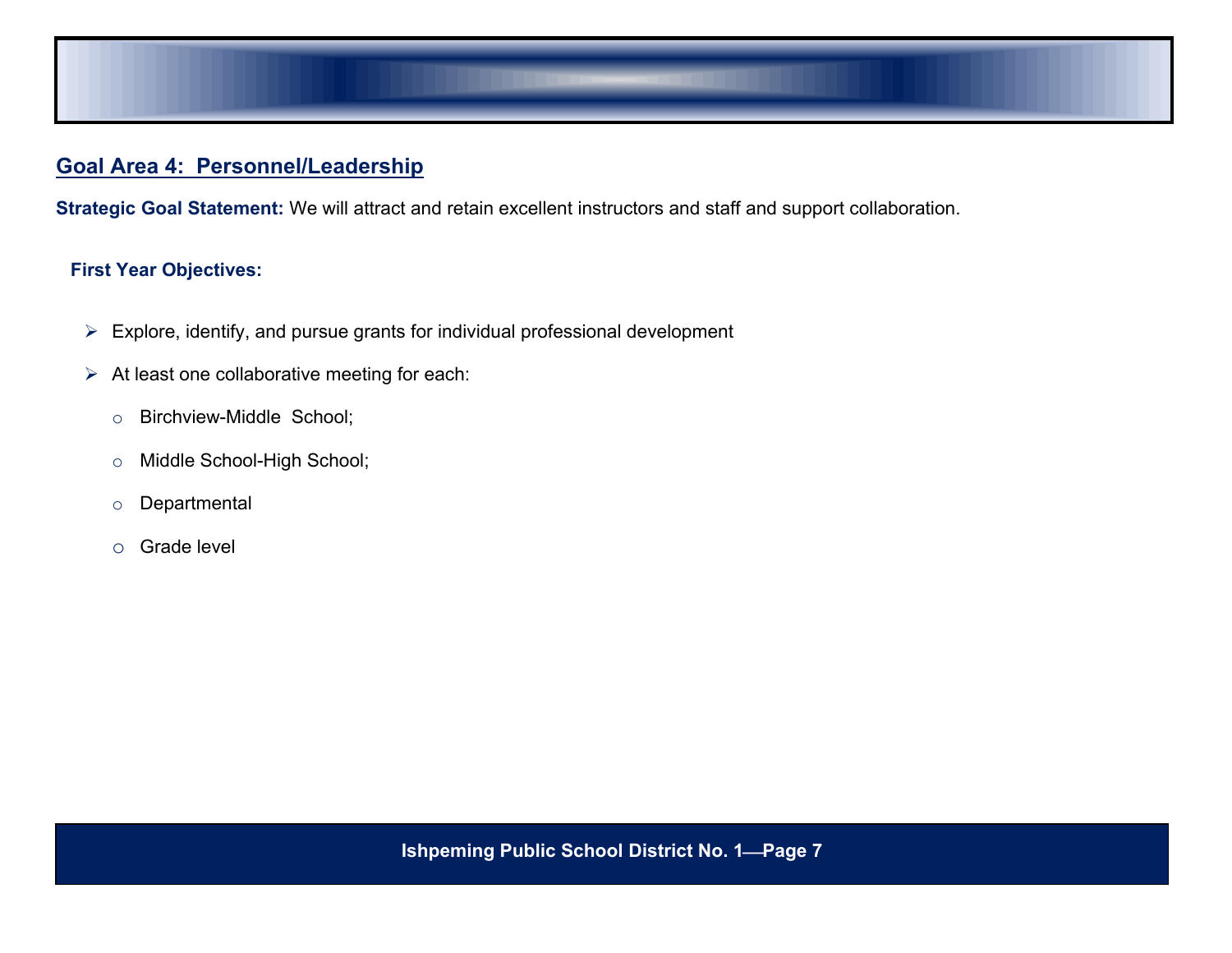## Goal Area 4: Personnel/Leadership

**Strategic Goal Statement:** We will attract and retain excellent instructors and staff and support collaboration.

**First Year Objectives:**

- Explore, identify, and pursue grants for individual professional development
- At least one collaborative meeting for each:
  - Birchview-Middle School;
  - Middle School-High School;
  - Departmental
  - Grade level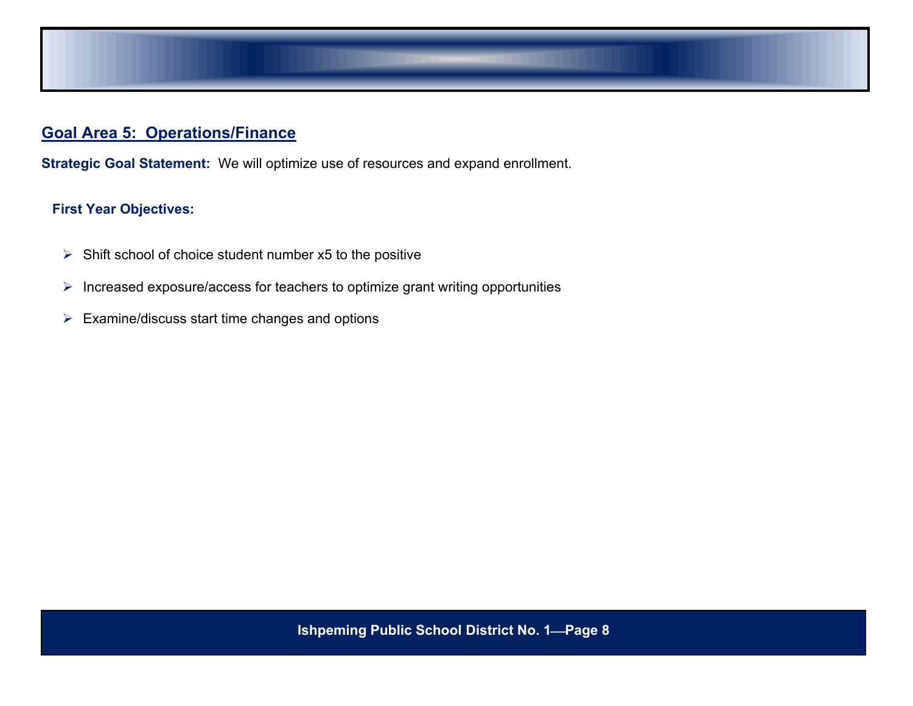## Goal Area 5: Operations/Finance

**Strategic Goal Statement:** We will optimize use of resources and expand enrollment.

**First Year Objectives:**

- Shift school of choice student number x5 to the positive
- Increased exposure/access for teachers to optimize grant writing opportunities
- Examine/discuss start time changes and options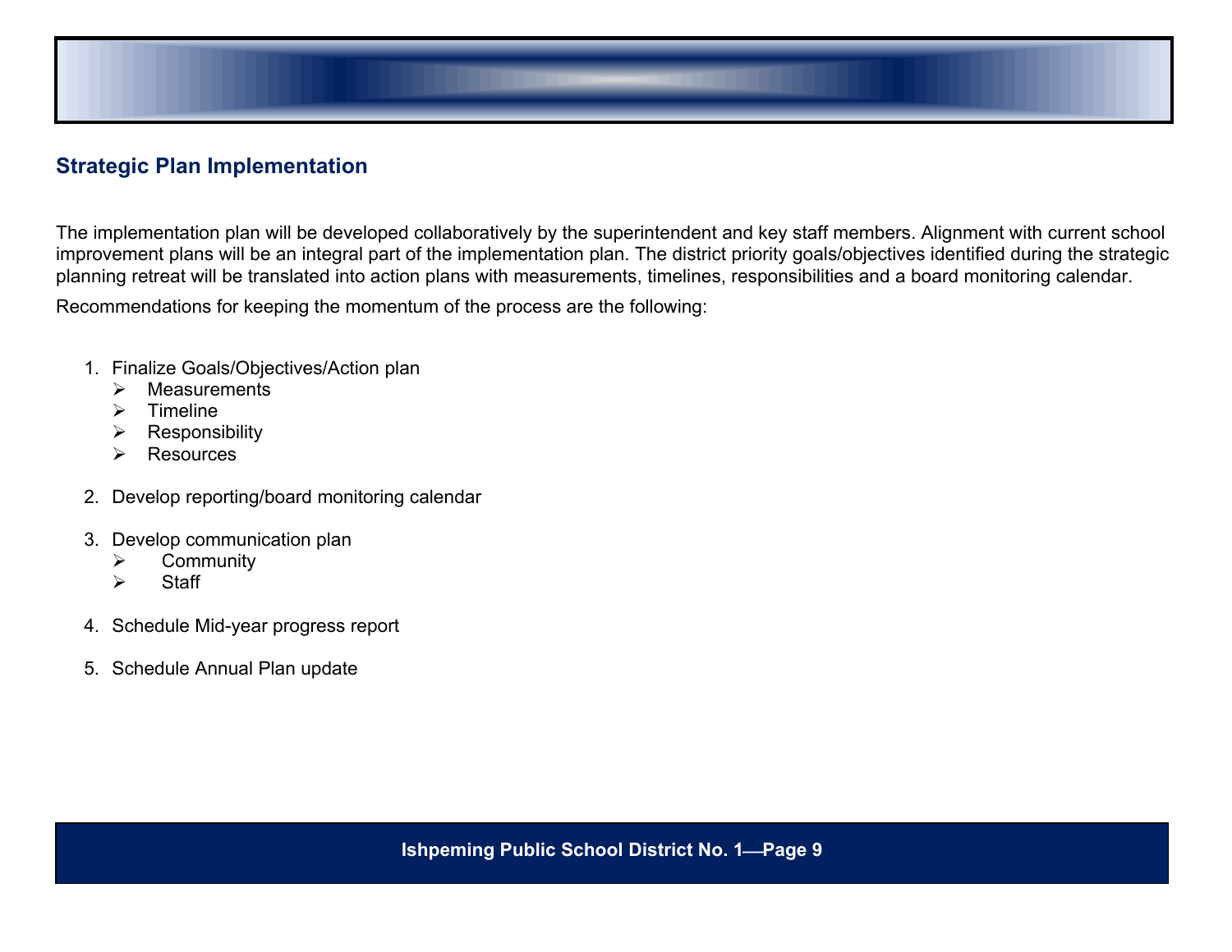## Strategic Plan Implementation

The implementation plan will be developed collaboratively by the superintendent and key staff members. Alignment with current school improvement plans will be an integral part of the implementation plan. The district priority goals/objectives identified during the strategic planning retreat will be translated into action plans with measurements, timelines, responsibilities and a board monitoring calendar.

Recommendations for keeping the momentum of the process are the following:

1. Finalize Goals/Objectives/Action plan
   - Measurements
   - Timeline
   - Responsibility
   - Resources

2. Develop reporting/board monitoring calendar

3. Develop communication plan
   - Community
   - Staff

4. Schedule Mid-year progress report

5. Schedule Annual Plan update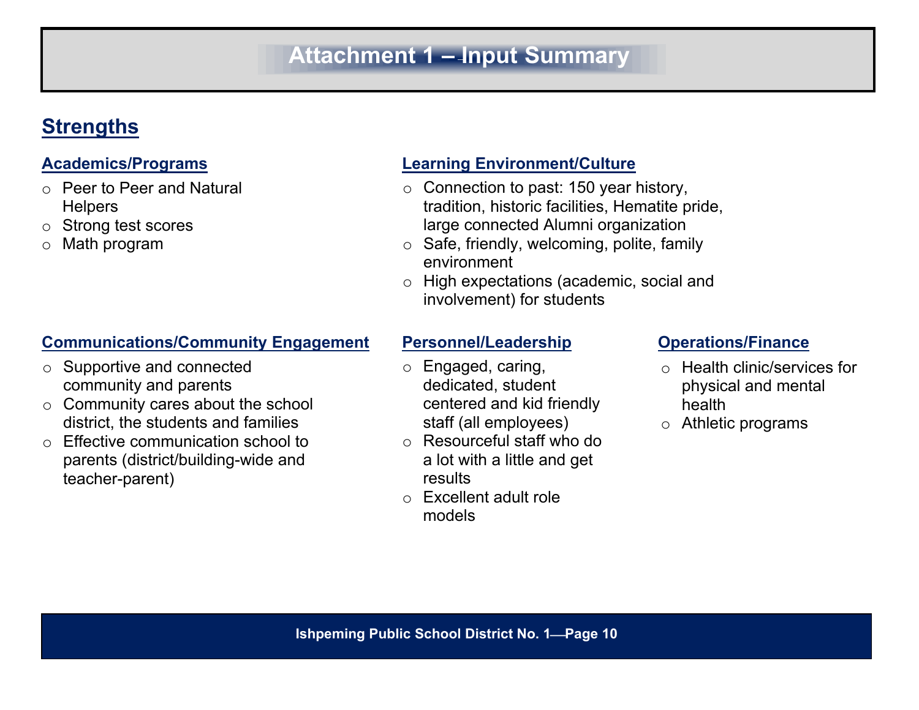# Attachment 1 – Input Summary

## Strengths

### Academics/Programs

- Peer to Peer and Natural Helpers
- Strong test scores
- Math program

### Learning Environment/Culture

- Connection to past: 150 year history, tradition, historic facilities, Hematite pride, large connected Alumni organization
- Safe, friendly, welcoming, polite, family environment
- High expectations (academic, social and involvement) for students

### Communications/Community Engagement

- Supportive and connected community and parents
- Community cares about the school district, the students and families
- Effective communication school to parents (district/building-wide and teacher-parent)

### Personnel/Leadership

- Engaged, caring, dedicated, student centered and kid friendly staff (all employees)
- Resourceful staff who do a lot with a little and get results
- Excellent adult role models

### Operations/Finance

- Health clinic/services for physical and mental health
- Athletic programs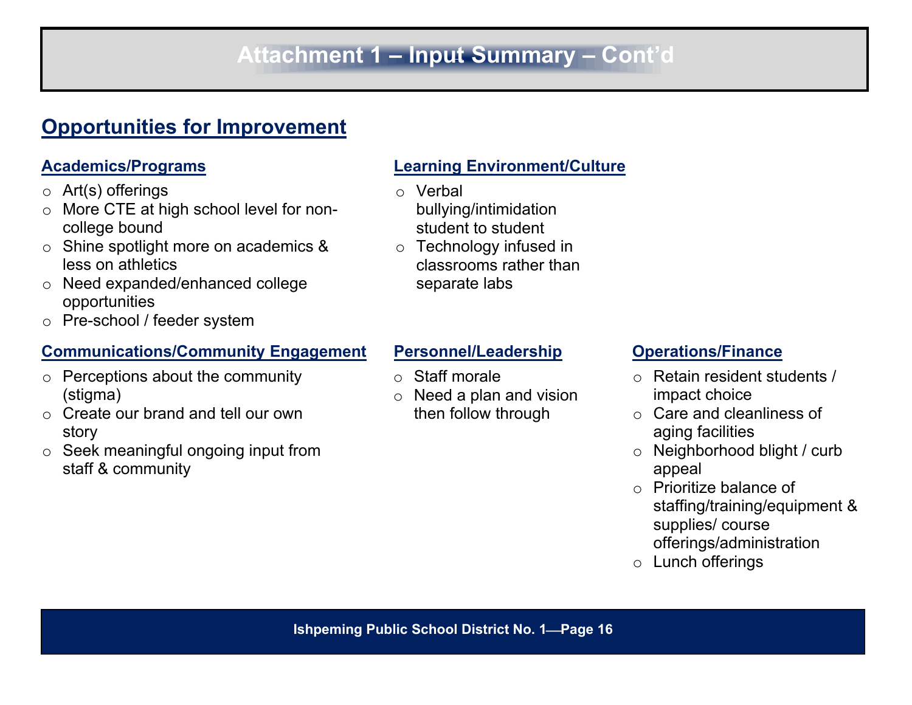# Attachment 1 – Input Summary – Cont'd

## Opportunities for Improvement

### Academics/Programs

- Art(s) offerings
- More CTE at high school level for non-college bound
- Shine spotlight more on academics & less on athletics
- Need expanded/enhanced college opportunities
- Pre-school / feeder system

### Learning Environment/Culture

- Verbal bullying/intimidation student to student
- Technology infused in classrooms rather than separate labs

### Communications/Community Engagement

- Perceptions about the community (stigma)
- Create our brand and tell our own story
- Seek meaningful ongoing input from staff & community

### Personnel/Leadership

- Staff morale
- Need a plan and vision then follow through

### Operations/Finance

- Retain resident students / impact choice
- Care and cleanliness of aging facilities
- Neighborhood blight / curb appeal
- Prioritize balance of staffing/training/equipment & supplies/ course offerings/administration
- Lunch offerings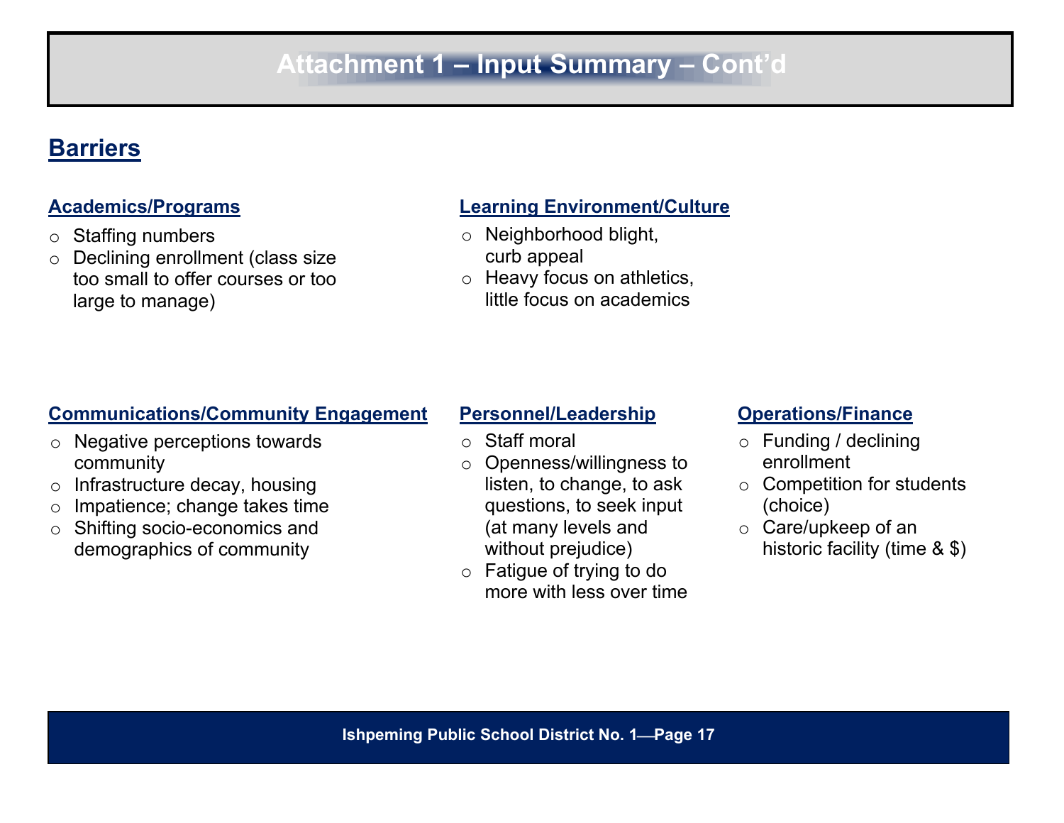# Attachment 1 – Input Summary – Cont'd

## Barriers

### Academics/Programs

- Staffing numbers
- Declining enrollment (class size too small to offer courses or too large to manage)

### Learning Environment/Culture

- Neighborhood blight, curb appeal
- Heavy focus on athletics, little focus on academics

### Communications/Community Engagement

- Negative perceptions towards community
- Infrastructure decay, housing
- Impatience; change takes time
- Shifting socio-economics and demographics of community

### Personnel/Leadership

- Staff moral
- Openness/willingness to listen, to change, to ask questions, to seek input (at many levels and without prejudice)
- Fatigue of trying to do more with less over time

### Operations/Finance

- Funding / declining enrollment
- Competition for students (choice)
- Care/upkeep of an historic facility (time & $)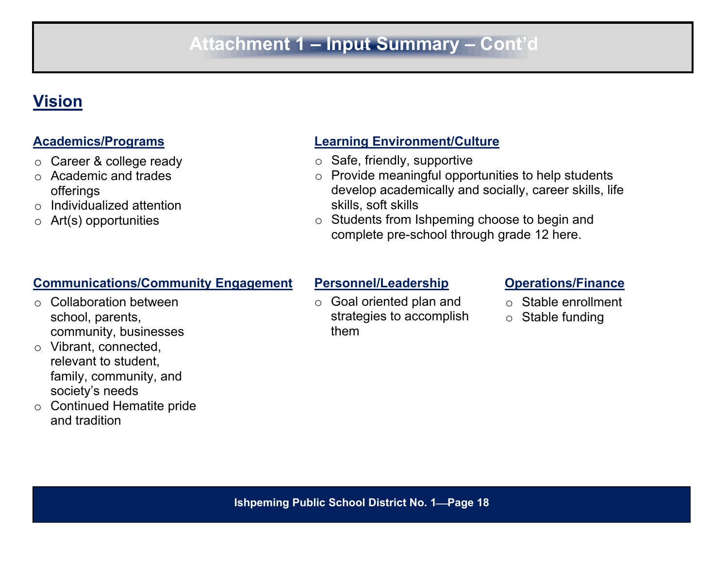# Attachment 1 – Input Summary – Cont'd

## Vision

### Academics/Programs

- Career & college ready
- Academic and trades offerings
- Individualized attention
- Art(s) opportunities

### Learning Environment/Culture

- Safe, friendly, supportive
- Provide meaningful opportunities to help students develop academically and socially, career skills, life skills, soft skills
- Students from Ishpeming choose to begin and complete pre-school through grade 12 here.

### Communications/Community Engagement

- Collaboration between school, parents, community, businesses
- Vibrant, connected, relevant to student, family, community, and society's needs
- Continued Hematite pride and tradition

### Personnel/Leadership

- Goal oriented plan and strategies to accomplish them

### Operations/Finance

- Stable enrollment
- Stable funding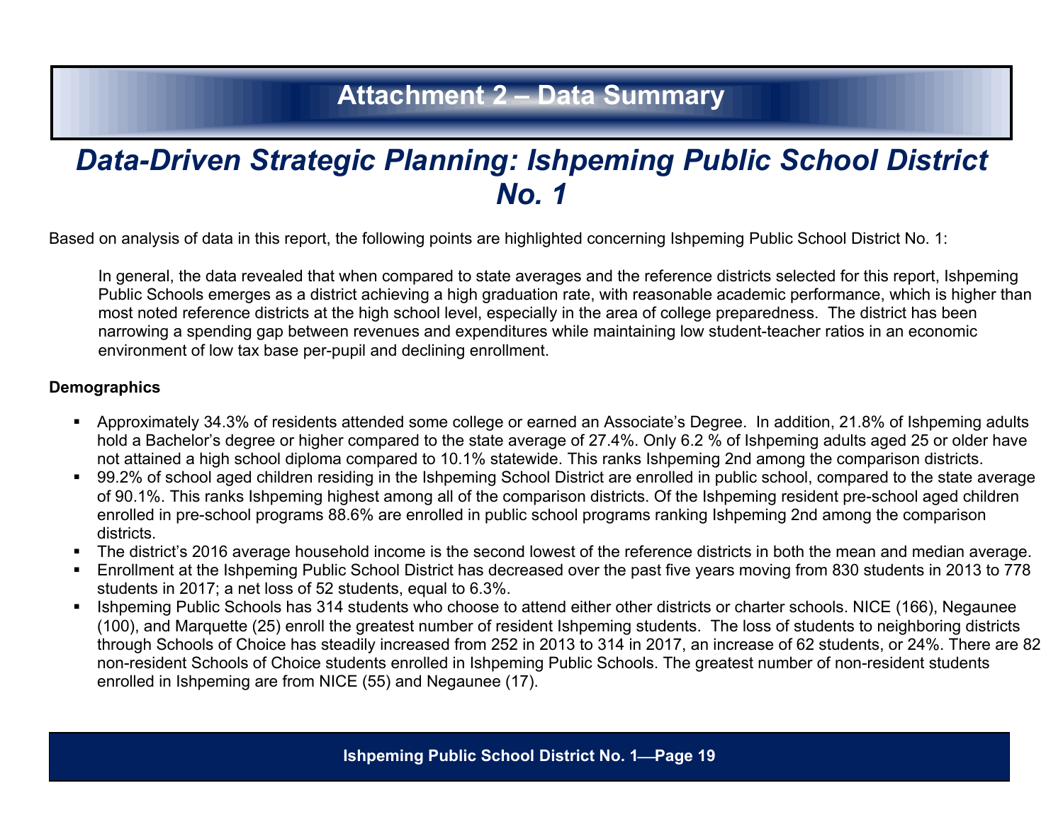# Attachment 2 – Data Summary

## *Data-Driven Strategic Planning: Ishpeming Public School District No. 1*

Based on analysis of data in this report, the following points are highlighted concerning Ishpeming Public School District No. 1:

> In general, the data revealed that when compared to state averages and the reference districts selected for this report, Ishpeming Public Schools emerges as a district achieving a high graduation rate, with reasonable academic performance, which is higher than most noted reference districts at the high school level, especially in the area of college preparedness. The district has been narrowing a spending gap between revenues and expenditures while maintaining low student-teacher ratios in an economic environment of low tax base per-pupil and declining enrollment.

**Demographics**

- Approximately 34.3% of residents attended some college or earned an Associate's Degree. In addition, 21.8% of Ishpeming adults hold a Bachelor's degree or higher compared to the state average of 27.4%. Only 6.2 % of Ishpeming adults aged 25 or older have not attained a high school diploma compared to 10.1% statewide. This ranks Ishpeming 2nd among the comparison districts.
- 99.2% of school aged children residing in the Ishpeming School District are enrolled in public school, compared to the state average of 90.1%. This ranks Ishpeming highest among all of the comparison districts. Of the Ishpeming resident pre-school aged children enrolled in pre-school programs 88.6% are enrolled in public school programs ranking Ishpeming 2nd among the comparison districts.
- The district's 2016 average household income is the second lowest of the reference districts in both the mean and median average.
- Enrollment at the Ishpeming Public School District has decreased over the past five years moving from 830 students in 2013 to 778 students in 2017; a net loss of 52 students, equal to 6.3%.
- Ishpeming Public Schools has 314 students who choose to attend either other districts or charter schools. NICE (166), Negaunee (100), and Marquette (25) enroll the greatest number of resident Ishpeming students. The loss of students to neighboring districts through Schools of Choice has steadily increased from 252 in 2013 to 314 in 2017, an increase of 62 students, or 24%. There are 82 non-resident Schools of Choice students enrolled in Ishpeming Public Schools. The greatest number of non-resident students enrolled in Ishpeming are from NICE (55) and Negaunee (17).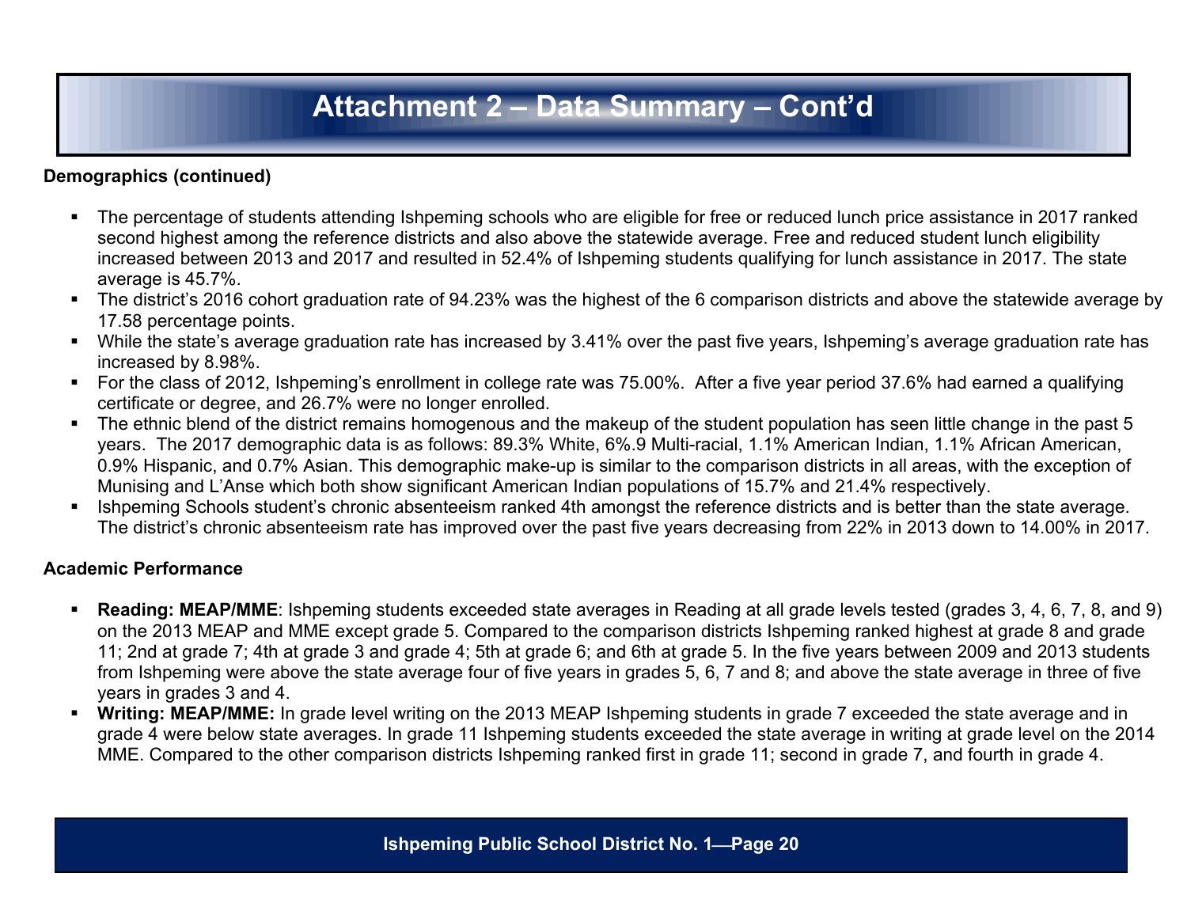# Attachment 2 – Data Summary – Cont'd

**Demographics (continued)**

- The percentage of students attending Ishpeming schools who are eligible for free or reduced lunch price assistance in 2017 ranked second highest among the reference districts and also above the statewide average. Free and reduced student lunch eligibility increased between 2013 and 2017 and resulted in 52.4% of Ishpeming students qualifying for lunch assistance in 2017. The state average is 45.7%.
- The district's 2016 cohort graduation rate of 94.23% was the highest of the 6 comparison districts and above the statewide average by 17.58 percentage points.
- While the state's average graduation rate has increased by 3.41% over the past five years, Ishpeming's average graduation rate has increased by 8.98%.
- For the class of 2012, Ishpeming's enrollment in college rate was 75.00%. After a five year period 37.6% had earned a qualifying certificate or degree, and 26.7% were no longer enrolled.
- The ethnic blend of the district remains homogenous and the makeup of the student population has seen little change in the past 5 years. The 2017 demographic data is as follows: 89.3% White, 6%.9 Multi-racial, 1.1% American Indian, 1.1% African American, 0.9% Hispanic, and 0.7% Asian. This demographic make-up is similar to the comparison districts in all areas, with the exception of Munising and L'Anse which both show significant American Indian populations of 15.7% and 21.4% respectively.
- Ishpeming Schools student's chronic absenteeism ranked 4th amongst the reference districts and is better than the state average. The district's chronic absenteeism rate has improved over the past five years decreasing from 22% in 2013 down to 14.00% in 2017.

**Academic Performance**

- **Reading: MEAP/MME**: Ishpeming students exceeded state averages in Reading at all grade levels tested (grades 3, 4, 6, 7, 8, and 9) on the 2013 MEAP and MME except grade 5. Compared to the comparison districts Ishpeming ranked highest at grade 8 and grade 11; 2nd at grade 7; 4th at grade 3 and grade 4; 5th at grade 6; and 6th at grade 5. In the five years between 2009 and 2013 students from Ishpeming were above the state average four of five years in grades 5, 6, 7 and 8; and above the state average in three of five years in grades 3 and 4.
- **Writing: MEAP/MME:** In grade level writing on the 2013 MEAP Ishpeming students in grade 7 exceeded the state average and in grade 4 were below state averages. In grade 11 Ishpeming students exceeded the state average in writing at grade level on the 2014 MME. Compared to the other comparison districts Ishpeming ranked first in grade 11; second in grade 7, and fourth in grade 4.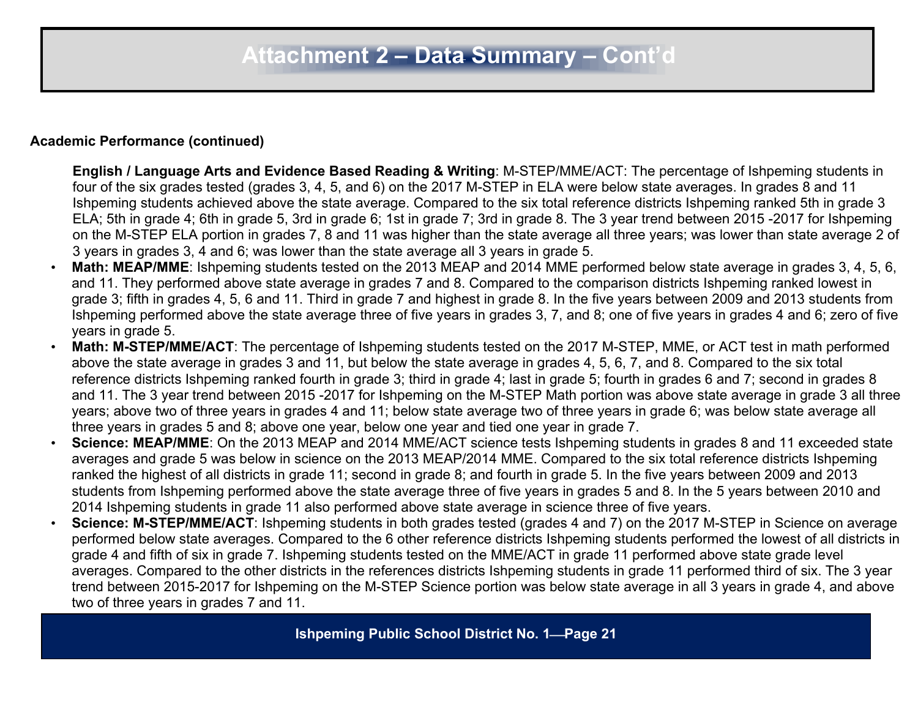# Attachment 2 – Data Summary – Cont'd

**Academic Performance (continued)**

**English / Language Arts and Evidence Based Reading & Writing**: M-STEP/MME/ACT: The percentage of Ishpeming students in four of the six grades tested (grades 3, 4, 5, and 6) on the 2017 M-STEP in ELA were below state averages. In grades 8 and 11 Ishpeming students achieved above the state average. Compared to the six total reference districts Ishpeming ranked 5th in grade 3 ELA; 5th in grade 4; 6th in grade 5, 3rd in grade 6; 1st in grade 7; 3rd in grade 8. The 3 year trend between 2015 -2017 for Ishpeming on the M-STEP ELA portion in grades 7, 8 and 11 was higher than the state average all three years; was lower than state average 2 of 3 years in grades 3, 4 and 6; was lower than the state average all 3 years in grade 5.

- **Math: MEAP/MME**: Ishpeming students tested on the 2013 MEAP and 2014 MME performed below state average in grades 3, 4, 5, 6, and 11. They performed above state average in grades 7 and 8. Compared to the comparison districts Ishpeming ranked lowest in grade 3; fifth in grades 4, 5, 6 and 11. Third in grade 7 and highest in grade 8. In the five years between 2009 and 2013 students from Ishpeming performed above the state average three of five years in grades 3, 7, and 8; one of five years in grades 4 and 6; zero of five years in grade 5.
- **Math: M-STEP/MME/ACT**: The percentage of Ishpeming students tested on the 2017 M-STEP, MME, or ACT test in math performed above the state average in grades 3 and 11, but below the state average in grades 4, 5, 6, 7, and 8. Compared to the six total reference districts Ishpeming ranked fourth in grade 3; third in grade 4; last in grade 5; fourth in grades 6 and 7; second in grades 8 and 11. The 3 year trend between 2015 -2017 for Ishpeming on the M-STEP Math portion was above state average in grade 3 all three years; above two of three years in grades 4 and 11; below state average two of three years in grade 6; was below state average all three years in grades 5 and 8; above one year, below one year and tied one year in grade 7.
- **Science: MEAP/MME**: On the 2013 MEAP and 2014 MME/ACT science tests Ishpeming students in grades 8 and 11 exceeded state averages and grade 5 was below in science on the 2013 MEAP/2014 MME. Compared to the six total reference districts Ishpeming ranked the highest of all districts in grade 11; second in grade 8; and fourth in grade 5. In the five years between 2009 and 2013 students from Ishpeming performed above the state average three of five years in grades 5 and 8. In the 5 years between 2010 and 2014 Ishpeming students in grade 11 also performed above state average in science three of five years.
- **Science: M-STEP/MME/ACT**: Ishpeming students in both grades tested (grades 4 and 7) on the 2017 M-STEP in Science on average performed below state averages. Compared to the 6 other reference districts Ishpeming students performed the lowest of all districts in grade 4 and fifth of six in grade 7. Ishpeming students tested on the MME/ACT in grade 11 performed above state grade level averages. Compared to the other districts in the references districts Ishpeming students in grade 11 performed third of six. The 3 year trend between 2015-2017 for Ishpeming on the M-STEP Science portion was below state average in all 3 years in grade 4, and above two of three years in grades 7 and 11.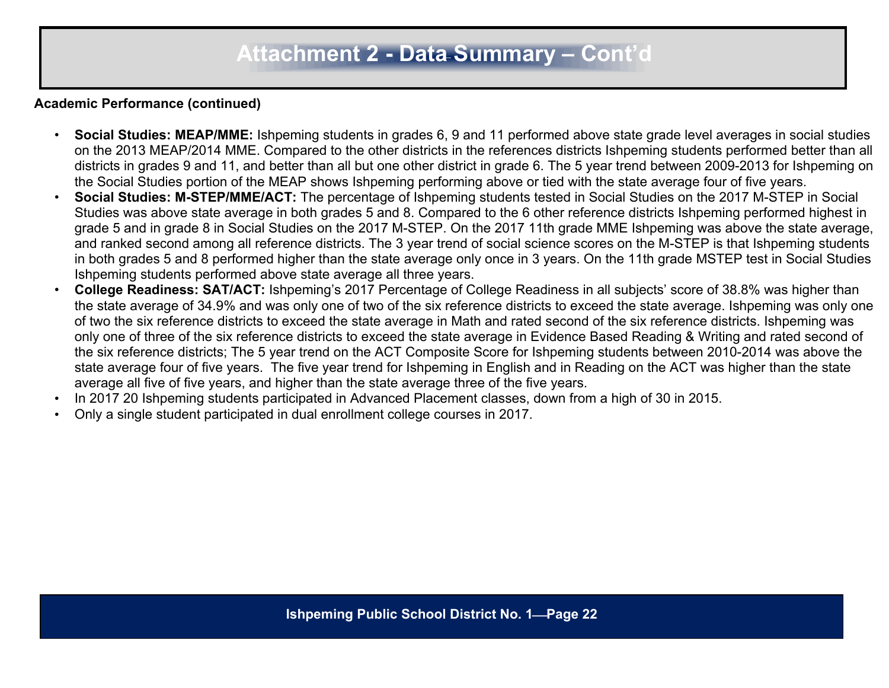# Attachment 2 - Data Summary – Cont'd

**Academic Performance (continued)**

- **Social Studies: MEAP/MME:** Ishpeming students in grades 6, 9 and 11 performed above state grade level averages in social studies on the 2013 MEAP/2014 MME. Compared to the other districts in the references districts Ishpeming students performed better than all districts in grades 9 and 11, and better than all but one other district in grade 6. The 5 year trend between 2009-2013 for Ishpeming on the Social Studies portion of the MEAP shows Ishpeming performing above or tied with the state average four of five years.
- **Social Studies: M-STEP/MME/ACT:** The percentage of Ishpeming students tested in Social Studies on the 2017 M-STEP in Social Studies was above state average in both grades 5 and 8. Compared to the 6 other reference districts Ishpeming performed highest in grade 5 and in grade 8 in Social Studies on the 2017 M-STEP. On the 2017 11th grade MME Ishpeming was above the state average, and ranked second among all reference districts. The 3 year trend of social science scores on the M-STEP is that Ishpeming students in both grades 5 and 8 performed higher than the state average only once in 3 years. On the 11th grade MSTEP test in Social Studies Ishpeming students performed above state average all three years.
- **College Readiness: SAT/ACT:** Ishpeming's 2017 Percentage of College Readiness in all subjects' score of 38.8% was higher than the state average of 34.9% and was only one of two of the six reference districts to exceed the state average. Ishpeming was only one of two the six reference districts to exceed the state average in Math and rated second of the six reference districts. Ishpeming was only one of three of the six reference districts to exceed the state average in Evidence Based Reading & Writing and rated second of the six reference districts; The 5 year trend on the ACT Composite Score for Ishpeming students between 2010-2014 was above the state average four of five years. The five year trend for Ishpeming in English and in Reading on the ACT was higher than the state average all five of five years, and higher than the state average three of the five years.
- In 2017 20 Ishpeming students participated in Advanced Placement classes, down from a high of 30 in 2015.
- Only a single student participated in dual enrollment college courses in 2017.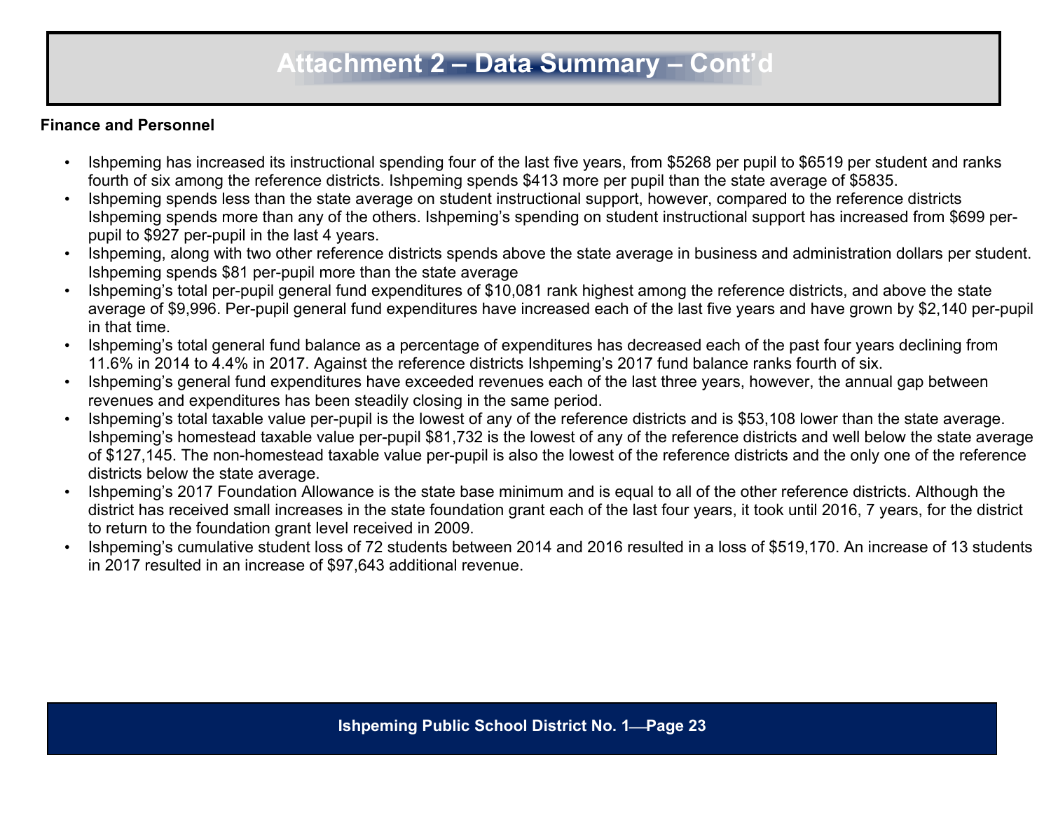# Attachment 2 – Data Summary – Cont'd

**Finance and Personnel**

- Ishpeming has increased its instructional spending four of the last five years, from $5268 per pupil to $6519 per student and ranks fourth of six among the reference districts. Ishpeming spends $413 more per pupil than the state average of $5835.
- Ishpeming spends less than the state average on student instructional support, however, compared to the reference districts Ishpeming spends more than any of the others. Ishpeming's spending on student instructional support has increased from $699 per-pupil to $927 per-pupil in the last 4 years.
- Ishpeming, along with two other reference districts spends above the state average in business and administration dollars per student. Ishpeming spends $81 per-pupil more than the state average
- Ishpeming's total per-pupil general fund expenditures of $10,081 rank highest among the reference districts, and above the state average of $9,996. Per-pupil general fund expenditures have increased each of the last five years and have grown by $2,140 per-pupil in that time.
- Ishpeming's total general fund balance as a percentage of expenditures has decreased each of the past four years declining from 11.6% in 2014 to 4.4% in 2017. Against the reference districts Ishpeming's 2017 fund balance ranks fourth of six.
- Ishpeming's general fund expenditures have exceeded revenues each of the last three years, however, the annual gap between revenues and expenditures has been steadily closing in the same period.
- Ishpeming's total taxable value per-pupil is the lowest of any of the reference districts and is $53,108 lower than the state average. Ishpeming's homestead taxable value per-pupil $81,732 is the lowest of any of the reference districts and well below the state average of $127,145. The non-homestead taxable value per-pupil is also the lowest of the reference districts and the only one of the reference districts below the state average.
- Ishpeming's 2017 Foundation Allowance is the state base minimum and is equal to all of the other reference districts. Although the district has received small increases in the state foundation grant each of the last four years, it took until 2016, 7 years, for the district to return to the foundation grant level received in 2009.
- Ishpeming's cumulative student loss of 72 students between 2014 and 2016 resulted in a loss of $519,170. An increase of 13 students in 2017 resulted in an increase of $97,643 additional revenue.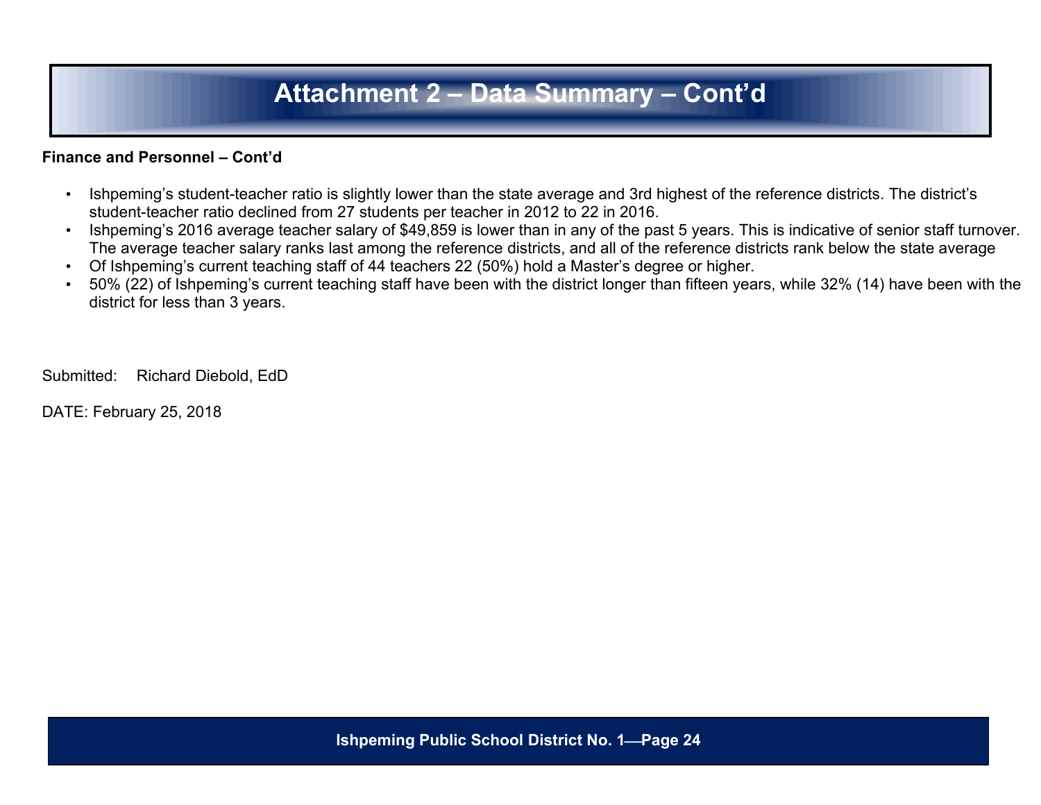# Attachment 2 – Data Summary – Cont'd

**Finance and Personnel – Cont'd**

- Ishpeming's student-teacher ratio is slightly lower than the state average and 3rd highest of the reference districts. The district's student-teacher ratio declined from 27 students per teacher in 2012 to 22 in 2016.
- Ishpeming's 2016 average teacher salary of $49,859 is lower than in any of the past 5 years. This is indicative of senior staff turnover. The average teacher salary ranks last among the reference districts, and all of the reference districts rank below the state average
- Of Ishpeming's current teaching staff of 44 teachers 22 (50%) hold a Master's degree or higher.
- 50% (22) of Ishpeming's current teaching staff have been with the district longer than fifteen years, while 32% (14) have been with the district for less than 3 years.

Submitted: Richard Diebold, EdD

DATE: February 25, 2018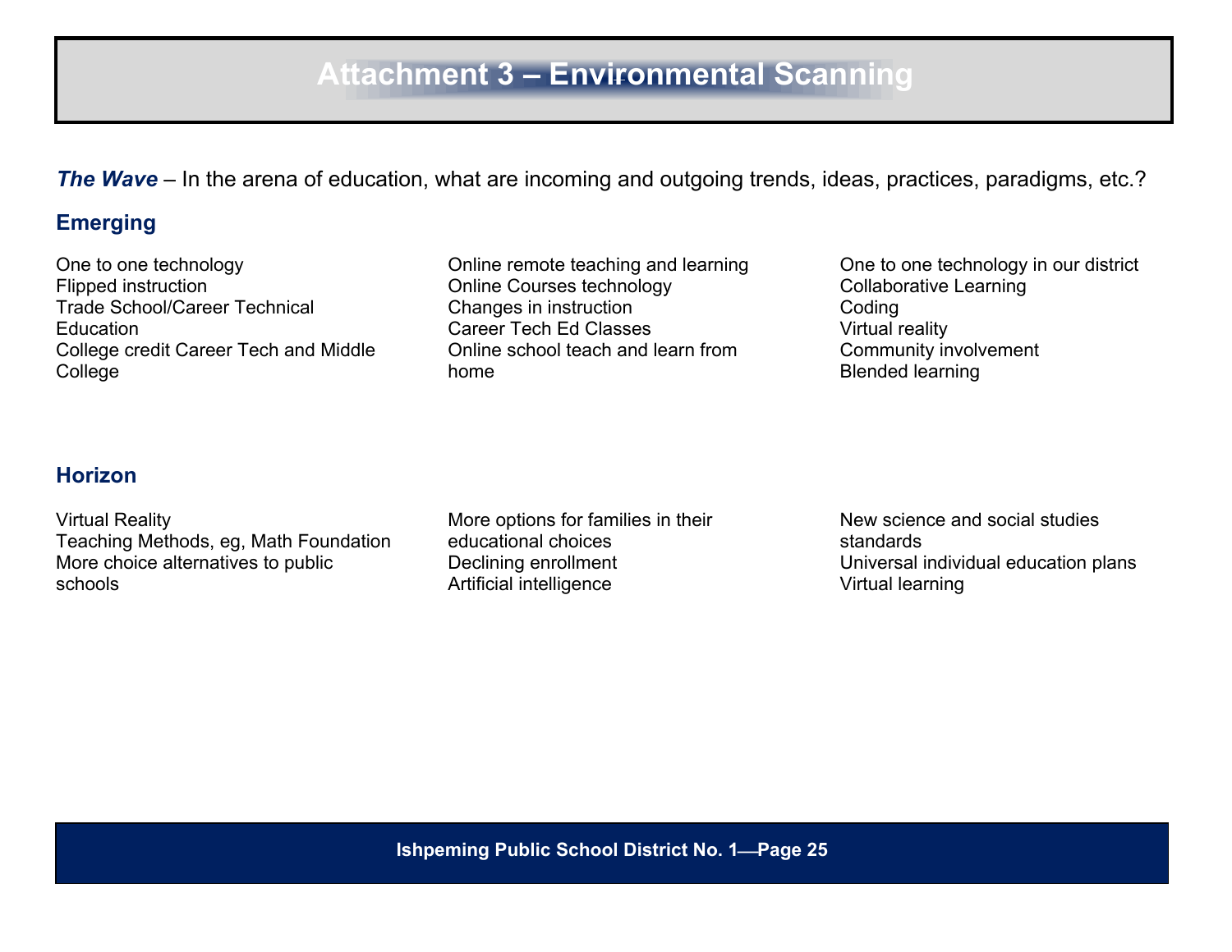# Attachment 3 – Environmental Scanning

***The Wave*** – In the arena of education, what are incoming and outgoing trends, ideas, practices, paradigms, etc.?

## Emerging

One to one technology
Flipped instruction
Trade School/Career Technical Education
College credit Career Tech and Middle College

Online remote teaching and learning
Online Courses technology
Changes in instruction
Career Tech Ed Classes
Online school teach and learn from home

One to one technology in our district
Collaborative Learning
Coding
Virtual reality
Community involvement
Blended learning

## Horizon

Virtual Reality
Teaching Methods, eg, Math Foundation
More choice alternatives to public schools

More options for families in their educational choices
Declining enrollment
Artificial intelligence

New science and social studies standards
Universal individual education plans
Virtual learning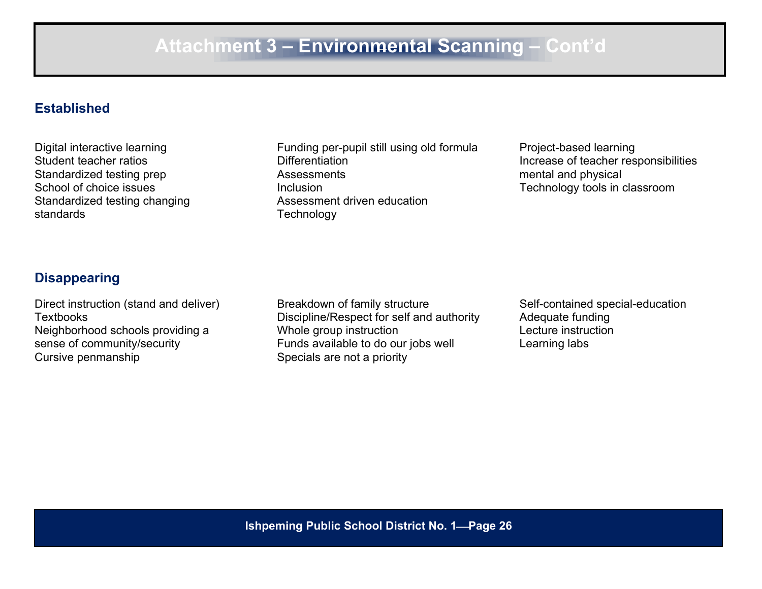# Attachment 3 – Environmental Scanning – Cont'd

## Established

Digital interactive learning
Student teacher ratios
Standardized testing prep
School of choice issues
Standardized testing changing standards

Funding per-pupil still using old formula
Differentiation
Assessments
Inclusion
Assessment driven education
Technology

Project-based learning
Increase of teacher responsibilities mental and physical
Technology tools in classroom

## Disappearing

Direct instruction (stand and deliver)
Textbooks
Neighborhood schools providing a sense of community/security
Cursive penmanship

Breakdown of family structure
Discipline/Respect for self and authority
Whole group instruction
Funds available to do our jobs well
Specials are not a priority

Self-contained special-education
Adequate funding
Lecture instruction
Learning labs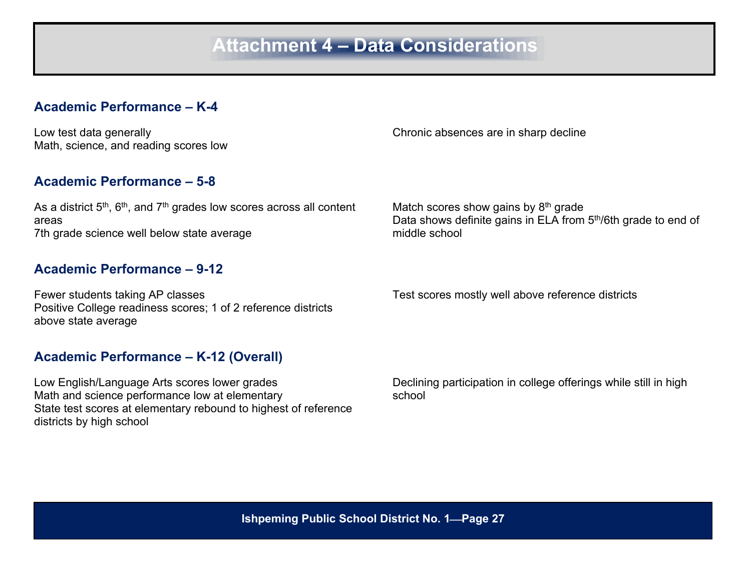# Attachment 4 – Data Considerations

## Academic Performance – K-4

Low test data generally
Math, science, and reading scores low

Chronic absences are in sharp decline

## Academic Performance – 5-8

As a district 5th, 6th, and 7th grades low scores across all content areas
7th grade science well below state average

Match scores show gains by 8th grade
Data shows definite gains in ELA from 5th/6th grade to end of middle school

## Academic Performance – 9-12

Fewer students taking AP classes
Positive College readiness scores; 1 of 2 reference districts above state average

Test scores mostly well above reference districts

## Academic Performance – K-12 (Overall)

Low English/Language Arts scores lower grades
Math and science performance low at elementary
State test scores at elementary rebound to highest of reference districts by high school

Declining participation in college offerings while still in high school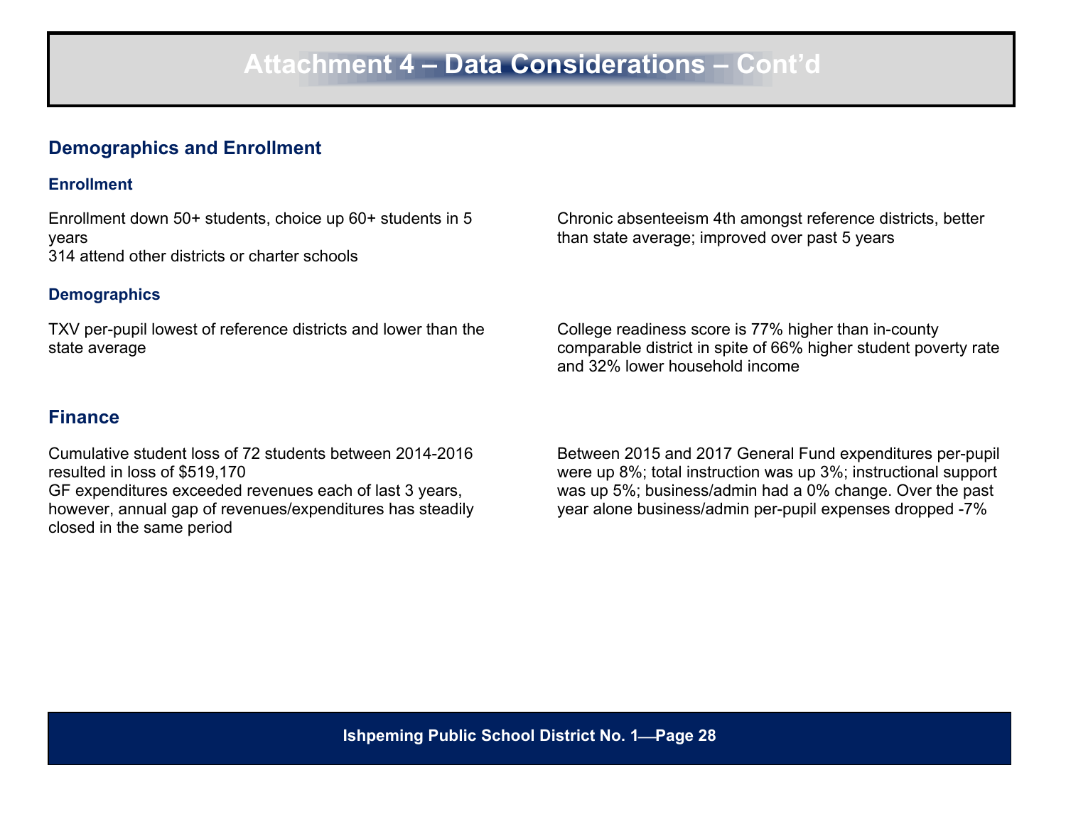# Attachment 4 – Data Considerations – Cont'd

## Demographics and Enrollment

### Enrollment

Enrollment down 50+ students, choice up 60+ students in 5 years
314 attend other districts or charter schools

Chronic absenteeism 4th amongst reference districts, better than state average; improved over past 5 years

### Demographics

TXV per-pupil lowest of reference districts and lower than the state average

College readiness score is 77% higher than in-county comparable district in spite of 66% higher student poverty rate and 32% lower household income

## Finance

Cumulative student loss of 72 students between 2014-2016 resulted in loss of $519,170
GF expenditures exceeded revenues each of last 3 years, however, annual gap of revenues/expenditures has steadily closed in the same period

Between 2015 and 2017 General Fund expenditures per-pupil were up 8%; total instruction was up 3%; instructional support was up 5%; business/admin had a 0% change. Over the past year alone business/admin per-pupil expenses dropped -7%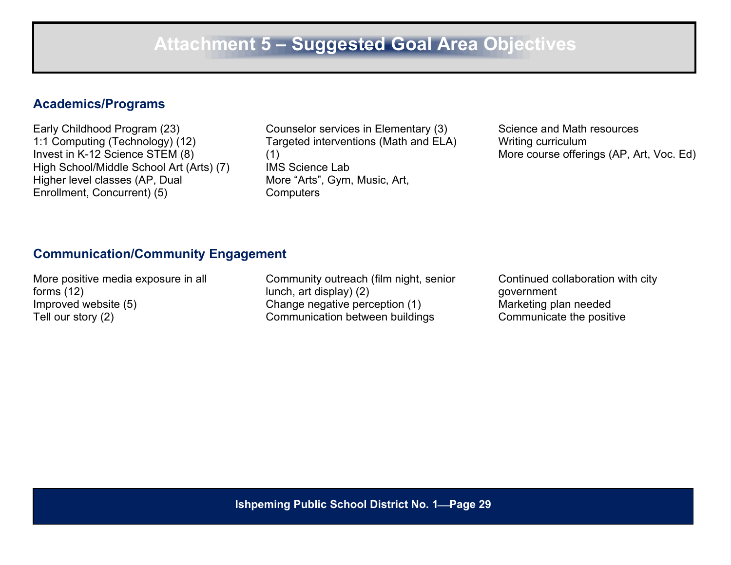# Attachment 5 – Suggested Goal Area Objectives

## Academics/Programs

Early Childhood Program (23)
1:1 Computing (Technology) (12)
Invest in K-12 Science STEM (8)
High School/Middle School Art (Arts) (7)
Higher level classes (AP, Dual Enrollment, Concurrent) (5)
Counselor services in Elementary (3)
Targeted interventions (Math and ELA) (1)
IMS Science Lab
More "Arts", Gym, Music, Art, Computers
Science and Math resources
Writing curriculum
More course offerings (AP, Art, Voc. Ed)

## Communication/Community Engagement

More positive media exposure in all forms (12)
Improved website (5)
Tell our story (2)
Community outreach (film night, senior lunch, art display) (2)
Change negative perception (1)
Communication between buildings
Continued collaboration with city government
Marketing plan needed
Communicate the positive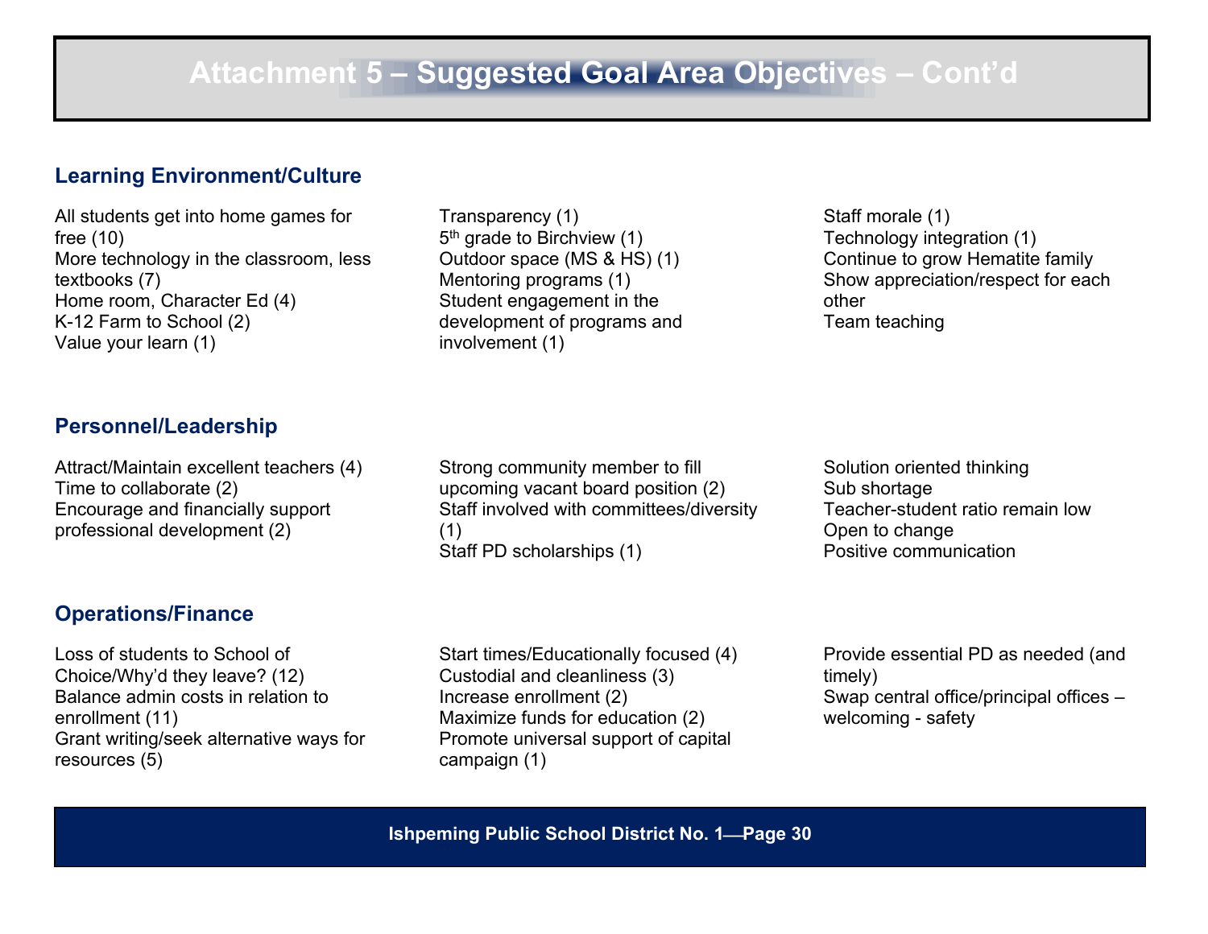# Attachment 5 – Suggested Goal Area Objectives – Cont'd

## Learning Environment/Culture

All students get into home games for free (10)
More technology in the classroom, less textbooks (7)
Home room, Character Ed (4)
K-12 Farm to School (2)
Value your learn (1)
Transparency (1)
5th grade to Birchview (1)
Outdoor space (MS & HS) (1)
Mentoring programs (1)
Student engagement in the development of programs and involvement (1)
Staff morale (1)
Technology integration (1)
Continue to grow Hematite family
Show appreciation/respect for each other
Team teaching

## Personnel/Leadership

Attract/Maintain excellent teachers (4)
Time to collaborate (2)
Encourage and financially support professional development (2)
Strong community member to fill upcoming vacant board position (2)
Staff involved with committees/diversity (1)
Staff PD scholarships (1)
Solution oriented thinking
Sub shortage
Teacher-student ratio remain low
Open to change
Positive communication

## Operations/Finance

Loss of students to School of Choice/Why'd they leave? (12)
Balance admin costs in relation to enrollment (11)
Grant writing/seek alternative ways for resources (5)
Start times/Educationally focused (4)
Custodial and cleanliness (3)
Increase enrollment (2)
Maximize funds for education (2)
Promote universal support of capital campaign (1)
Provide essential PD as needed (and timely)
Swap central office/principal offices – welcoming - safety